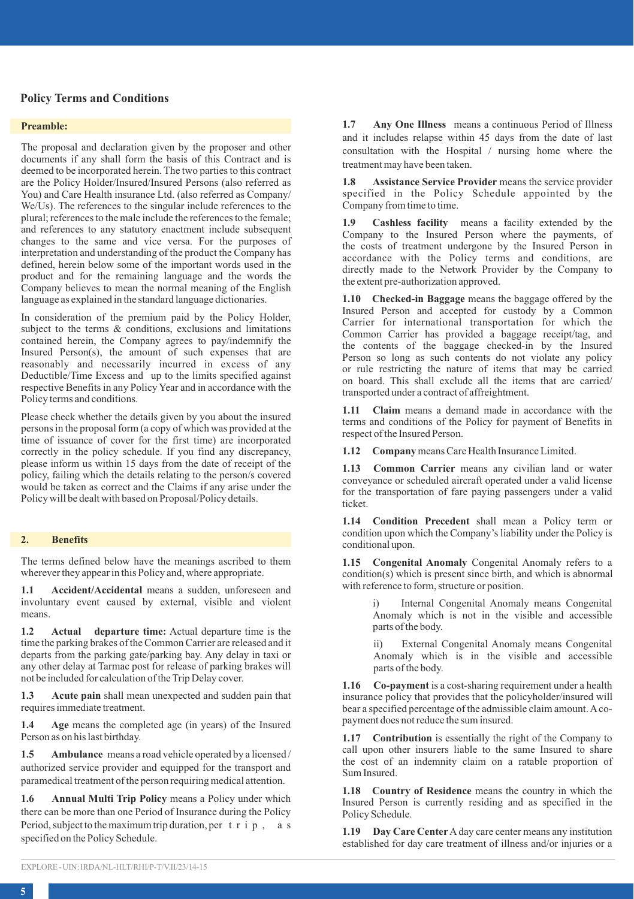## Policy Terms and Conditions

### Preamble:

The proposal and declaration given by the proposer and other documents if any shall form the basis of this Contract and is deemed to be incorporated herein. The two parties to this contract are the Policy Holder/Insured/Insured Persons (also referred as You) and Care Health insurance Ltd. (also referred as Company/ We/Us). The references to the singular include references to the plural; references to the male include the references to the female; and references to any statutory enactment include subsequent changes to the same and vice versa. For the purposes of interpretation and understanding of the product the Company has defined, herein below some of the important words used in the product and for the remaining language and the words the Company believes to mean the normal meaning of the English language as explained in the standard language dictionaries.

In consideration of the premium paid by the Policy Holder, subject to the terms & conditions, exclusions and limitations contained herein, the Company agrees to pay/indemnify the Insured Person(s), the amount of such expenses that are reasonably and necessarily incurred in excess of any Deductible/Time Excess and up to the limits specified against respective Benefits in any Policy Year and in accordance with the Policy terms and conditions.

Please check whether the details given by you about the insured persons in the proposal form (a copy of which was provided at the time of issuance of cover for the first time) are incorporated correctly in the policy schedule. If you find any discrepancy, please inform us within 15 days from the date of receipt of the policy, failing which the details relating to the person/s covered would be taken as correct and the Claims if any arise under the Policy will be dealt with based on Proposal/Policy details.

### 2. Benefits

The terms defined below have the meanings ascribed to them wherever they appear in this Policy and, where appropriate.

**1.1 Accident/Accidental** means a sudden, unforeseen and involuntary event caused by external, visible and violent means.

**1.2 Actual departure time:** Actual departure time is the time the parking brakes of the Common Carrier are released and it departs from the parking gate/parking bay. Any delay in taxi or any other delay at Tarmac post for release of parking brakes will not be included for calculation of the Trip Delay cover.

**1.3 Acute pain** shall mean unexpected and sudden pain that requires immediate treatment.

**1.4 Age** means the completed age (in years) of the Insured Person as on his last birthday.

**1.5 Ambulance** means a road vehicle operated by a licensed / authorized service provider and equipped for the transport and paramedical treatment of the person requiring medical attention.

**1.6 Annual Multi Trip Policy** means a Policy under which there can be more than one Period of Insurance during the Policy Period, subject to the maximum trip duration, per trip, as specified on the Policy Schedule.

**1.7 Any One Illness** means a continuous Period of Illness and it includes relapse within 45 days from the date of last consultation with the Hospital / nursing home where the treatment may have been taken.

**1.8 Assistance Service Provider** means the service provider specified in the Policy Schedule appointed by the Company from time to time.

**1.9 Cashless facility** means a facility extended by the Company to the Insured Person where the payments, of the costs of treatment undergone by the Insured Person in accordance with the Policy terms and conditions, are directly made to the Network Provider by the Company to the extent pre-authorization approved.

**1.10 Checked-in Baggage** means the baggage offered by the Insured Person and accepted for custody by a Common Carrier for international transportation for which the Common Carrier has provided a baggage receipt/tag, and the contents of the baggage checked-in by the Insured Person so long as such contents do not violate any policy or rule restricting the nature of items that may be carried on board. This shall exclude all the items that are carried/ transported under a contract of affreightment.

**1.11 Claim** means a demand made in accordance with the terms and conditions of the Policy for payment of Benefits in respect of the Insured Person.

**1.12 Company** means Care Health Insurance Limited.

**1.13 Common Carrier** means any civilian land or water conveyance or scheduled aircraft operated under a valid license for the transportation of fare paying passengers under a valid ticket.

**1.14 Condition Precedent** shall mean a Policy term or condition upon which the Company's liability under the Policy is conditional upon.

**1.15 Congenital Anomaly** Congenital Anomaly refers to a condition(s) which is present since birth, and which is abnormal with reference to form, structure or position.

i) Internal Congenital Anomaly means Congenital Anomaly which is not in the visible and accessible parts of the body.

ii) External Congenital Anomaly means Congenital Anomaly which is in the visible and accessible parts of the body.

**1.16 Co-payment** is a cost-sharing requirement under a health insurance policy that provides that the policyholder/insured will bear a specified percentage of the admissible claim amount. A co-payment does not reduce the sum insured.

**1.17 Contribution** is essentially the right of the Company to call upon other insurers liable to the same Insured to share the cost of an indemnity claim on a ratable proportion of Sum Insured.

**1.18 Country of Residence** means the country in which the Insured Person is currently residing and as specified in the Policy Schedule.

**1.19 Day Care Center** A day care center means any institution established for day care treatment of illness and/or injuries or a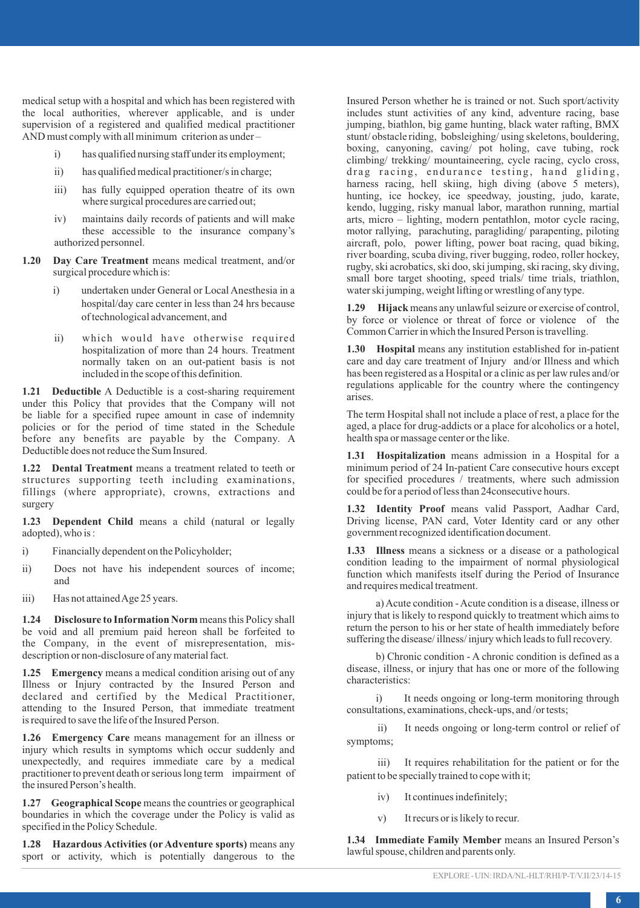medical setup with a hospital and which has been registered with the local authorities, wherever applicable, and is under supervision of a registered and qualified medical practitioner AND must comply with all minimum criterion as under –

i) has qualified nursing staff under its employment;

ii) has qualified medical practitioner/s in charge;

iii) has fully equipped operation theatre of its own where surgical procedures are carried out;

iv) maintains daily records of patients and will make these accessible to the insurance company's authorized personnel.

**1.20 Day Care Treatment** means medical treatment, and/or surgical procedure which is:

i) undertaken under General or Local Anesthesia in a hospital/day care center in less than 24 hrs because of technological advancement, and

ii) which would have otherwise required hospitalization of more than 24 hours. Treatment normally taken on an out-patient basis is not included in the scope of this definition.

**1.21 Deductible** A Deductible is a cost-sharing requirement under this Policy that provides that the Company will not be liable for a specified rupee amount in case of indemnity policies or for the period of time stated in the Schedule before any benefits are payable by the Company. A Deductible does not reduce the Sum Insured.

**1.22 Dental Treatment** means a treatment related to teeth or structures supporting teeth including examinations, fillings (where appropriate), crowns, extractions and surgery

**1.23 Dependent Child** means a child (natural or legally adopted), who is :

i) Financially dependent on the Policyholder;

ii) Does not have his independent sources of income; and

iii) Has not attained Age 25 years.

**1.24 Disclosure to Information Norm** means this Policy shall be void and all premium paid hereon shall be forfeited to the Company, in the event of misrepresentation, mis-description or non-disclosure of any material fact.

**1.25 Emergency** means a medical condition arising out of any Illness or Injury contracted by the Insured Person and declared and certified by the Medical Practitioner, attending to the Insured Person, that immediate treatment is required to save the life of the Insured Person.

**1.26 Emergency Care** means management for an illness or injury which results in symptoms which occur suddenly and unexpectedly, and requires immediate care by a medical practitioner to prevent death or serious long term impairment of the insured Person's health.

**1.27 Geographical Scope** means the countries or geographical boundaries in which the coverage under the Policy is valid as specified in the Policy Schedule.

**1.28 Hazardous Activities (or Adventure sports)** means any sport or activity, which is potentially dangerous to the Insured Person whether he is trained or not. Such sport/activity includes stunt activities of any kind, adventure racing, base jumping, biathlon, big game hunting, black water rafting, BMX stunt/ obstacle riding, bobsleighing/ using skeletons, bouldering, boxing, canyoning, caving/ pot holing, cave tubing, rock climbing/ trekking/ mountaineering, cycle racing, cyclo cross, drag racing, endurance testing, hand gliding, harness racing, hell skiing, high diving (above 5 meters), hunting, ice hockey, ice speedway, jousting, judo, karate, kendo, lugging, risky manual labor, marathon running, martial arts, micro – lighting, modern pentathlon, motor cycle racing, motor rallying, parachuting, paragliding/ parapenting, piloting aircraft, polo, power lifting, power boat racing, quad biking, river boarding, scuba diving, river bugging, rodeo, roller hockey, rugby, ski acrobatics, ski doo, ski jumping, ski racing, sky diving, small bore target shooting, speed trials/ time trials, triathlon, water ski jumping, weight lifting or wrestling of any type.

**1.29 Hijack** means any unlawful seizure or exercise of control, by force or violence or threat of force or violence of the Common Carrier in which the Insured Person is travelling.

**1.30 Hospital** means any institution established for in-patient care and day care treatment of Injury and/or Illness and which has been registered as a Hospital or a clinic as per law rules and/or regulations applicable for the country where the contingency arises.

The term Hospital shall not include a place of rest, a place for the aged, a place for drug-addicts or a place for alcoholics or a hotel, health spa or massage center or the like.

**1.31 Hospitalization** means admission in a Hospital for a minimum period of 24 In-patient Care consecutive hours except for specified procedures / treatments, where such admission could be for a period of less than 24consecutive hours.

**1.32 Identity Proof** means valid Passport, Aadhar Card, Driving license, PAN card, Voter Identity card or any other government recognized identification document.

**1.33 Illness** means a sickness or a disease or a pathological condition leading to the impairment of normal physiological function which manifests itself during the Period of Insurance and requires medical treatment.

a) Acute condition - Acute condition is a disease, illness or injury that is likely to respond quickly to treatment which aims to return the person to his or her state of health immediately before suffering the disease/ illness/ injury which leads to full recovery.

b) Chronic condition - A chronic condition is defined as a disease, illness, or injury that has one or more of the following characteristics:

i) It needs ongoing or long-term monitoring through consultations, examinations, check-ups, and /or tests;

ii) It needs ongoing or long-term control or relief of symptoms;

iii) It requires rehabilitation for the patient or for the patient to be specially trained to cope with it;

iv) It continues indefinitely;

v) It recurs or is likely to recur.

**1.34 Immediate Family Member** means an Insured Person's lawful spouse, children and parents only.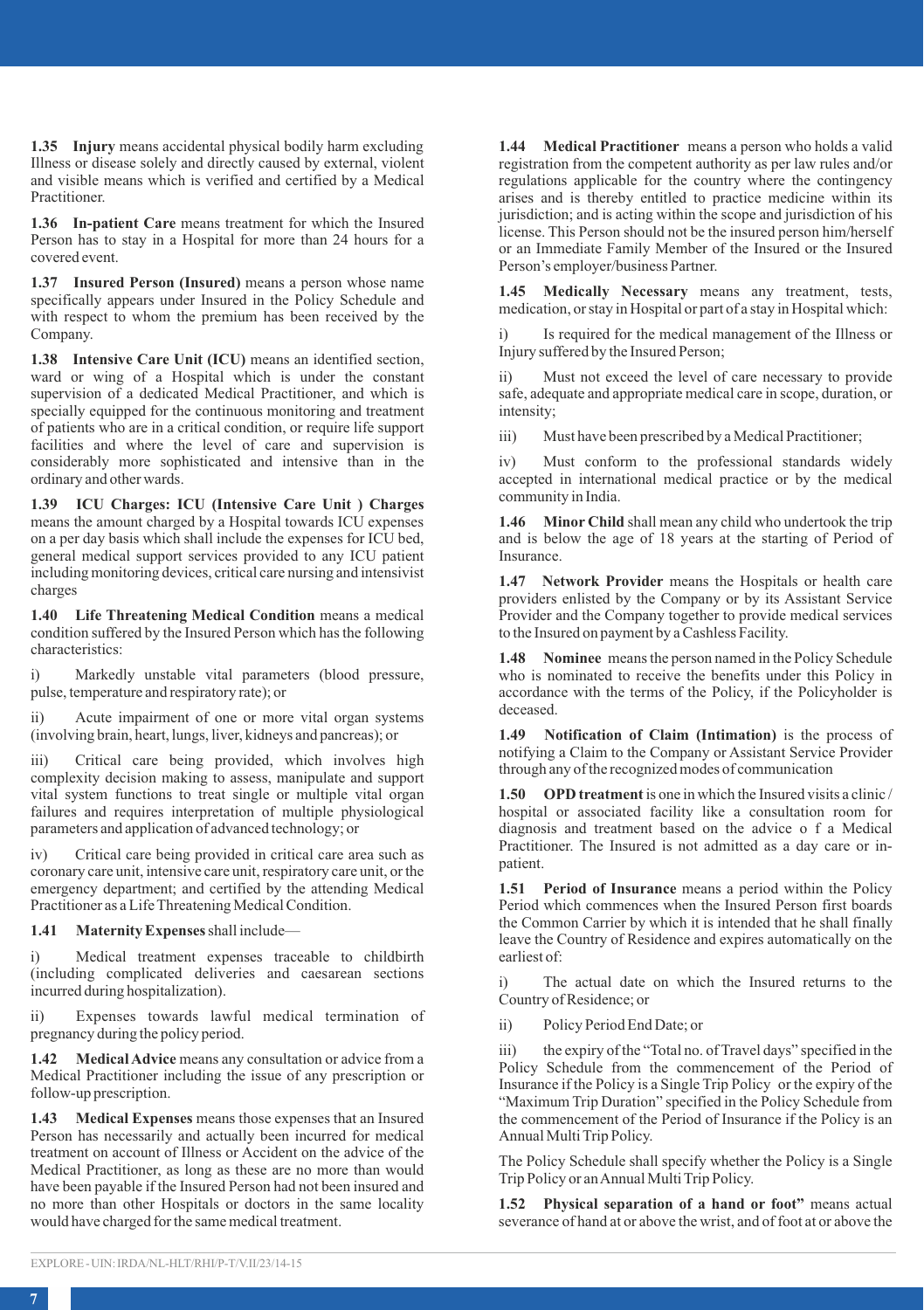**1.35 Injury** means accidental physical bodily harm excluding Illness or disease solely and directly caused by external, violent and visible means which is verified and certified by a Medical Practitioner.

**1.36 In-patient Care** means treatment for which the Insured Person has to stay in a Hospital for more than 24 hours for a covered event.

**1.37 Insured Person (Insured)** means a person whose name specifically appears under Insured in the Policy Schedule and with respect to whom the premium has been received by the Company.

**1.38 Intensive Care Unit (ICU)** means an identified section, ward or wing of a Hospital which is under the constant supervision of a dedicated Medical Practitioner, and which is specially equipped for the continuous monitoring and treatment of patients who are in a critical condition, or require life support facilities and where the level of care and supervision is considerably more sophisticated and intensive than in the ordinary and other wards.

**1.39 ICU Charges: ICU (Intensive Care Unit ) Charges** means the amount charged by a Hospital towards ICU expenses on a per day basis which shall include the expenses for ICU bed, general medical support services provided to any ICU patient including monitoring devices, critical care nursing and intensivist charges

**1.40 Life Threatening Medical Condition** means a medical condition suffered by the Insured Person which has the following characteristics:

i) Markedly unstable vital parameters (blood pressure, pulse, temperature and respiratory rate); or

ii) Acute impairment of one or more vital organ systems (involving brain, heart, lungs, liver, kidneys and pancreas); or

iii) Critical care being provided, which involves high complexity decision making to assess, manipulate and support vital system functions to treat single or multiple vital organ failures and requires interpretation of multiple physiological parameters and application of advanced technology; or

iv) Critical care being provided in critical care area such as coronary care unit, intensive care unit, respiratory care unit, or the emergency department; and certified by the attending Medical Practitioner as a Life Threatening Medical Condition.

**1.41 Maternity Expenses** shall include—

i) Medical treatment expenses traceable to childbirth (including complicated deliveries and caesarean sections incurred during hospitalization).

ii) Expenses towards lawful medical termination of pregnancy during the policy period.

**1.42 Medical Advice** means any consultation or advice from a Medical Practitioner including the issue of any prescription or follow-up prescription.

**1.43 Medical Expenses** means those expenses that an Insured Person has necessarily and actually been incurred for medical treatment on account of Illness or Accident on the advice of the Medical Practitioner, as long as these are no more than would have been payable if the Insured Person had not been insured and no more than other Hospitals or doctors in the same locality would have charged for the same medical treatment.

**1.44 Medical Practitioner** means a person who holds a valid registration from the competent authority as per law rules and/or regulations applicable for the country where the contingency arises and is thereby entitled to practice medicine within its jurisdiction; and is acting within the scope and jurisdiction of his license. This Person should not be the insured person him/herself or an Immediate Family Member of the Insured or the Insured Person's employer/business Partner.

**1.45 Medically Necessary** means any treatment, tests, medication, or stay in Hospital or part of a stay in Hospital which:

i) Is required for the medical management of the Illness or Injury suffered by the Insured Person;

ii) Must not exceed the level of care necessary to provide safe, adequate and appropriate medical care in scope, duration, or intensity;

iii) Must have been prescribed by a Medical Practitioner;

iv) Must conform to the professional standards widely accepted in international medical practice or by the medical community in India.

**1.46 Minor Child** shall mean any child who undertook the trip and is below the age of 18 years at the starting of Period of Insurance.

**1.47 Network Provider** means the Hospitals or health care providers enlisted by the Company or by its Assistant Service Provider and the Company together to provide medical services to the Insured on payment by a Cashless Facility.

**1.48 Nominee** means the person named in the Policy Schedule who is nominated to receive the benefits under this Policy in accordance with the terms of the Policy, if the Policyholder is deceased.

**1.49 Notification of Claim (Intimation)** is the process of notifying a Claim to the Company or Assistant Service Provider through any of the recognized modes of communication

**1.50 OPD treatment** is one in which the Insured visits a clinic / hospital or associated facility like a consultation room for diagnosis and treatment based on the advice o f a Medical Practitioner. The Insured is not admitted as a day care or in-patient.

**1.51 Period of Insurance** means a period within the Policy Period which commences when the Insured Person first boards the Common Carrier by which it is intended that he shall finally leave the Country of Residence and expires automatically on the earliest of:

i) The actual date on which the Insured returns to the Country of Residence; or

ii) Policy Period End Date; or

iii) the expiry of the "Total no. of Travel days" specified in the Policy Schedule from the commencement of the Period of Insurance if the Policy is a Single Trip Policy or the expiry of the "Maximum Trip Duration" specified in the Policy Schedule from the commencement of the Period of Insurance if the Policy is an Annual Multi Trip Policy.

The Policy Schedule shall specify whether the Policy is a Single Trip Policy or an Annual Multi Trip Policy.

**1.52 Physical separation of a hand or foot"** means actual severance of hand at or above the wrist, and of foot at or above the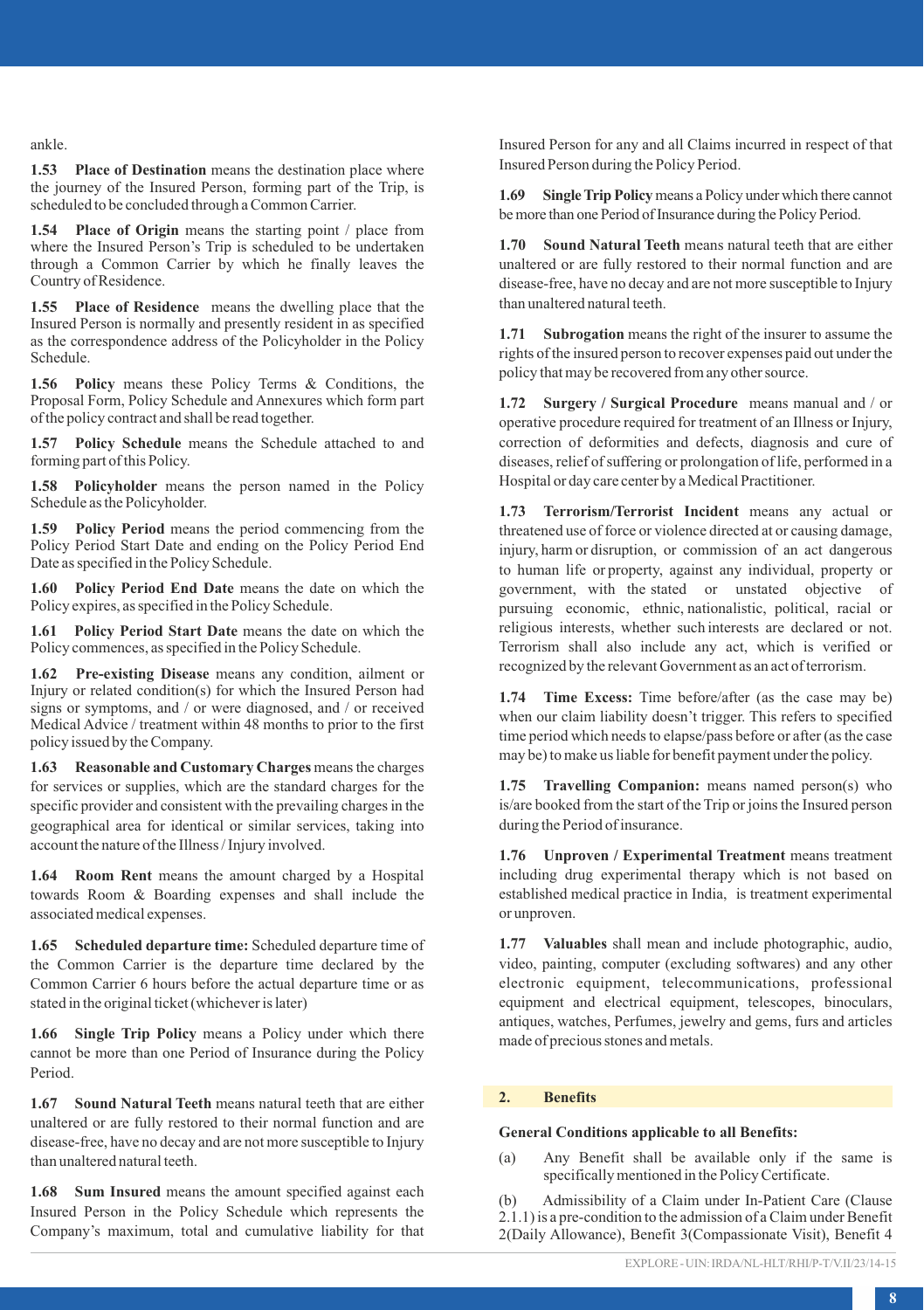ankle.

**1.53 Place of Destination** means the destination place where the journey of the Insured Person, forming part of the Trip, is scheduled to be concluded through a Common Carrier.

**1.54 Place of Origin** means the starting point / place from where the Insured Person's Trip is scheduled to be undertaken through a Common Carrier by which he finally leaves the Country of Residence.

**1.55 Place of Residence** means the dwelling place that the Insured Person is normally and presently resident in as specified as the correspondence address of the Policyholder in the Policy Schedule.

**1.56 Policy** means these Policy Terms & Conditions, the Proposal Form, Policy Schedule and Annexures which form part of the policy contract and shall be read together.

**1.57 Policy Schedule** means the Schedule attached to and forming part of this Policy.

**1.58 Policyholder** means the person named in the Policy Schedule as the Policyholder.

**1.59 Policy Period** means the period commencing from the Policy Period Start Date and ending on the Policy Period End Date as specified in the Policy Schedule.

**1.60 Policy Period End Date** means the date on which the Policy expires, as specified in the Policy Schedule.

**1.61 Policy Period Start Date** means the date on which the Policy commences, as specified in the Policy Schedule.

**1.62 Pre-existing Disease** means any condition, ailment or Injury or related condition(s) for which the Insured Person had signs or symptoms, and / or were diagnosed, and / or received Medical Advice / treatment within 48 months to prior to the first policy issued by the Company.

**1.63 Reasonable and Customary Charges** means the charges for services or supplies, which are the standard charges for the specific provider and consistent with the prevailing charges in the geographical area for identical or similar services, taking into account the nature of the Illness / Injury involved.

**1.64 Room Rent** means the amount charged by a Hospital towards Room & Boarding expenses and shall include the associated medical expenses.

**1.65 Scheduled departure time:** Scheduled departure time of the Common Carrier is the departure time declared by the Common Carrier 6 hours before the actual departure time or as stated in the original ticket (whichever is later)

**1.66 Single Trip Policy** means a Policy under which there cannot be more than one Period of Insurance during the Policy Period.

**1.67 Sound Natural Teeth** means natural teeth that are either unaltered or are fully restored to their normal function and are disease-free, have no decay and are not more susceptible to Injury than unaltered natural teeth.

**1.68 Sum Insured** means the amount specified against each Insured Person in the Policy Schedule which represents the Company's maximum, total and cumulative liability for that Insured Person for any and all Claims incurred in respect of that Insured Person during the Policy Period.

**1.69 Single Trip Policy** means a Policy under which there cannot be more than one Period of Insurance during the Policy Period.

**1.70 Sound Natural Teeth** means natural teeth that are either unaltered or are fully restored to their normal function and are disease-free, have no decay and are not more susceptible to Injury than unaltered natural teeth.

**1.71 Subrogation** means the right of the insurer to assume the rights of the insured person to recover expenses paid out under the policy that may be recovered from any other source.

**1.72 Surgery / Surgical Procedure** means manual and / or operative procedure required for treatment of an Illness or Injury, correction of deformities and defects, diagnosis and cure of diseases, relief of suffering or prolongation of life, performed in a Hospital or day care center by a Medical Practitioner.

**1.73 Terrorism/Terrorist Incident** means any actual or threatened use of force or violence directed at or causing damage, injury, harm or disruption, or commission of an act dangerous to human life or property, against any individual, property or government, with the stated or unstated objective of pursuing economic, ethnic, nationalistic, political, racial or religious interests, whether such interests are declared or not. Terrorism shall also include any act, which is verified or recognized by the relevant Government as an act of terrorism.

**1.74 Time Excess:** Time before/after (as the case may be) when our claim liability doesn't trigger. This refers to specified time period which needs to elapse/pass before or after (as the case may be) to make us liable for benefit payment under the policy.

**1.75 Travelling Companion:** means named person(s) who is/are booked from the start of the Trip or joins the Insured person during the Period of insurance.

**1.76 Unproven / Experimental Treatment** means treatment including drug experimental therapy which is not based on established medical practice in India, is treatment experimental or unproven.

**1.77 Valuables** shall mean and include photographic, audio, video, painting, computer (excluding softwares) and any other electronic equipment, telecommunications, professional equipment and electrical equipment, telescopes, binoculars, antiques, watches, Perfumes, jewelry and gems, furs and articles made of precious stones and metals.

## 2. Benefits

**General Conditions applicable to all Benefits:**

(a) Any Benefit shall be available only if the same is specifically mentioned in the Policy Certificate.

(b) Admissibility of a Claim under In-Patient Care (Clause 2.1.1) is a pre-condition to the admission of a Claim under Benefit 2(Daily Allowance), Benefit 3(Compassionate Visit), Benefit 4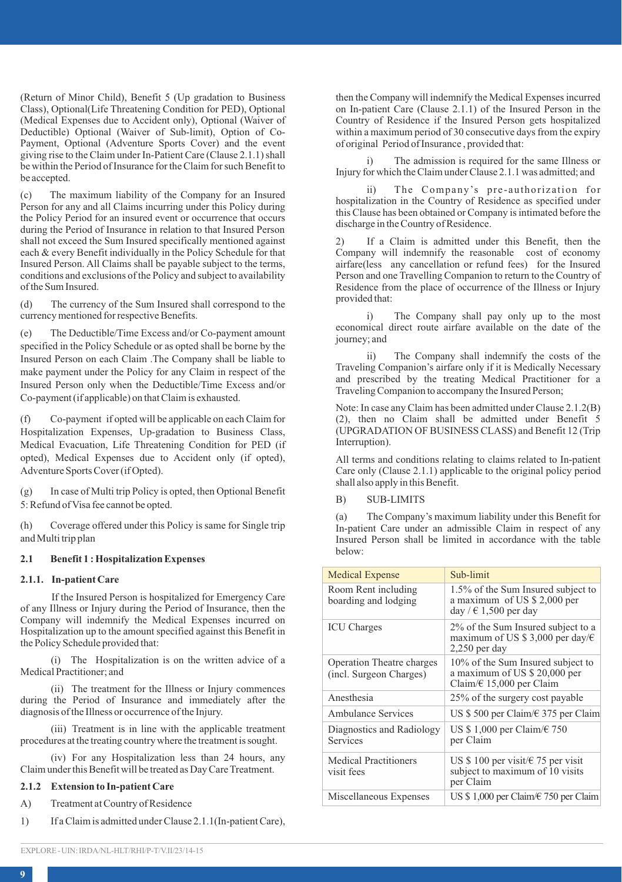(Return of Minor Child), Benefit 5 (Up gradation to Business Class), Optional(Life Threatening Condition for PED), Optional (Medical Expenses due to Accident only), Optional (Waiver of Deductible) Optional (Waiver of Sub-limit), Option of Co-Payment, Optional (Adventure Sports Cover) and the event giving rise to the Claim under In-Patient Care (Clause 2.1.1) shall be within the Period of Insurance for the Claim for such Benefit to be accepted.

(c) The maximum liability of the Company for an Insured Person for any and all Claims incurring under this Policy during the Policy Period for an insured event or occurrence that occurs during the Period of Insurance in relation to that Insured Person shall not exceed the Sum Insured specifically mentioned against each & every Benefit individually in the Policy Schedule for that Insured Person. All Claims shall be payable subject to the terms, conditions and exclusions of the Policy and subject to availability of the Sum Insured.

(d) The currency of the Sum Insured shall correspond to the currency mentioned for respective Benefits.

(e) The Deductible/Time Excess and/or Co-payment amount specified in the Policy Schedule or as opted shall be borne by the Insured Person on each Claim .The Company shall be liable to make payment under the Policy for any Claim in respect of the Insured Person only when the Deductible/Time Excess and/or Co-payment (if applicable) on that Claim is exhausted.

(f) Co-payment if opted will be applicable on each Claim for Hospitalization Expenses, Up-gradation to Business Class, Medical Evacuation, Life Threatening Condition for PED (if opted), Medical Expenses due to Accident only (if opted), Adventure Sports Cover (if Opted).

(g) In case of Multi trip Policy is opted, then Optional Benefit 5: Refund of Visa fee cannot be opted.

(h) Coverage offered under this Policy is same for Single trip and Multi trip plan

### 2.1 Benefit 1 : Hospitalization Expenses

#### 2.1.1. In-patient Care

If the Insured Person is hospitalized for Emergency Care of any Illness or Injury during the Period of Insurance, then the Company will indemnify the Medical Expenses incurred on Hospitalization up to the amount specified against this Benefit in the Policy Schedule provided that:

(i) The Hospitalization is on the written advice of a Medical Practitioner; and

(ii) The treatment for the Illness or Injury commences during the Period of Insurance and immediately after the diagnosis of the Illness or occurrence of the Injury.

(iii) Treatment is in line with the applicable treatment procedures at the treating country where the treatment is sought.

(iv) For any Hospitalization less than 24 hours, any Claim under this Benefit will be treated as Day Care Treatment.

#### 2.1.2 Extension to In-patient Care

A) Treatment at Country of Residence

1) If a Claim is admitted under Clause 2.1.1(In-patient Care), then the Company will indemnify the Medical Expenses incurred on In-patient Care (Clause 2.1.1) of the Insured Person in the Country of Residence if the Insured Person gets hospitalized within a maximum period of 30 consecutive days from the expiry of original Period of Insurance , provided that:

i) The admission is required for the same Illness or Injury for which the Claim under Clause 2.1.1 was admitted; and

ii) The Company's pre-authorization for hospitalization in the Country of Residence as specified under this Clause has been obtained or Company is intimated before the discharge in the Country of Residence.

2) If a Claim is admitted under this Benefit, then the Company will indemnify the reasonable cost of economy airfare(less any cancellation or refund fees) for the Insured Person and one Travelling Companion to return to the Country of Residence from the place of occurrence of the Illness or Injury provided that:

i) The Company shall pay only up to the most economical direct route airfare available on the date of the journey; and

ii) The Company shall indemnify the costs of the Traveling Companion's airfare only if it is Medically Necessary and prescribed by the treating Medical Practitioner for a Traveling Companion to accompany the Insured Person;

Note: In case any Claim has been admitted under Clause 2.1.2(B) (2), then no Claim shall be admitted under Benefit 5 (UPGRADATION OF BUSINESS CLASS) and Benefit 12 (Trip Interruption).

All terms and conditions relating to claims related to In-patient Care only (Clause 2.1.1) applicable to the original policy period shall also apply in this Benefit.

B) SUB-LIMITS

(a) The Company's maximum liability under this Benefit for In-patient Care under an admissible Claim in respect of any Insured Person shall be limited in accordance with the table below:

| Medical Expense | Sub-limit |
|---|---|
| Room Rent including boarding and lodging | 1.5% of the Sum Insured subject to a maximum of US $ 2,000 per day / € 1,500 per day |
| ICU Charges | 2% of the Sum Insured subject to a maximum of US $ 3,000 per day/€ 2,250 per day |
| Operation Theatre charges (incl. Surgeon Charges) | 10% of the Sum Insured subject to a maximum of US $ 20,000 per Claim/€ 15,000 per Claim |
| Anesthesia | 25% of the surgery cost payable |
| Ambulance Services | US $ 500 per Claim/€ 375 per Claim |
| Diagnostics and Radiology Services | US $ 1,000 per Claim/€ 750 per Claim |
| Medical Practitioners visit fees | US $ 100 per visit/€ 75 per visit subject to maximum of 10 visits per Claim |
| Miscellaneous Expenses | US $ 1,000 per Claim/€ 750 per Claim |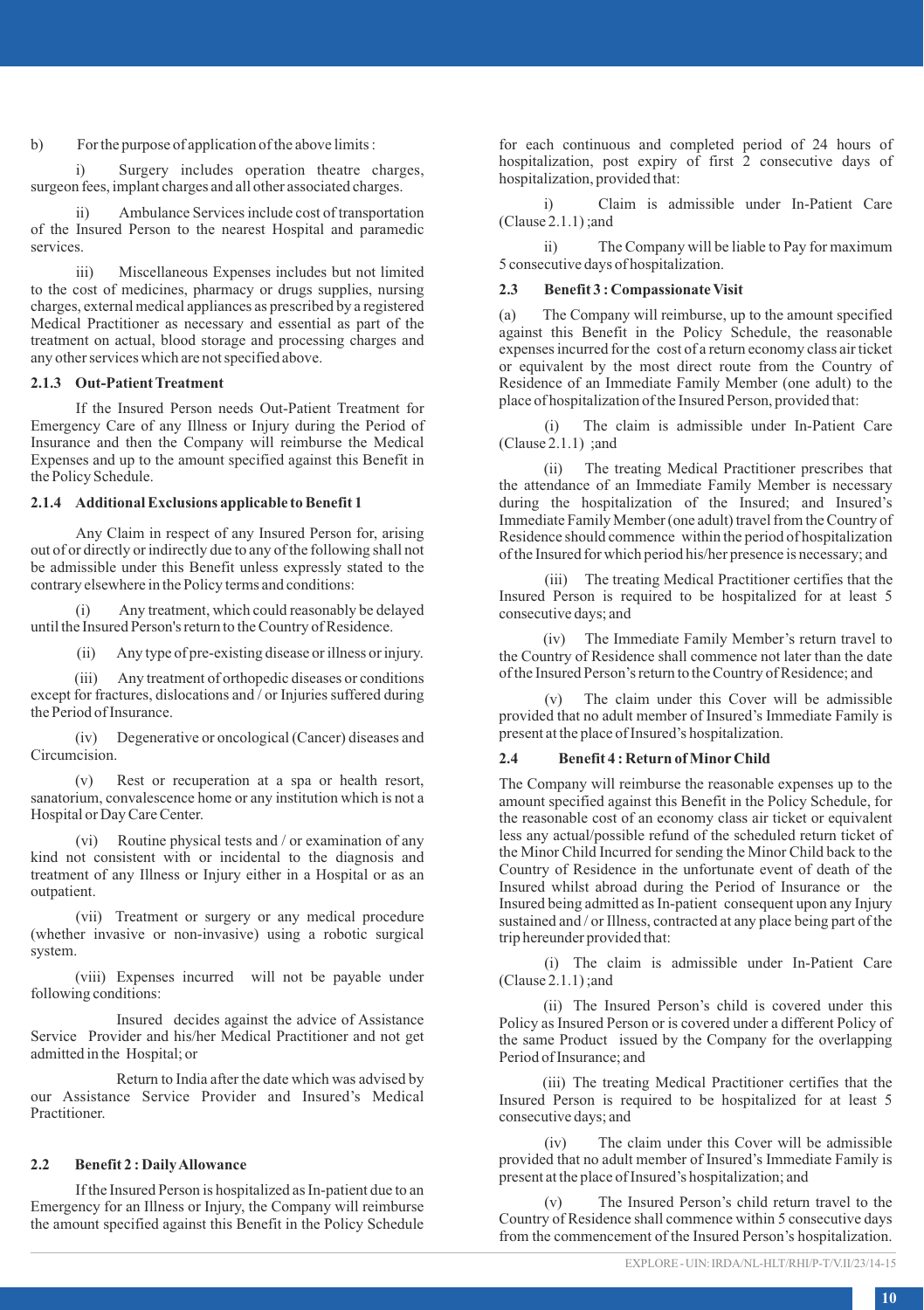b) For the purpose of application of the above limits :

i) Surgery includes operation theatre charges, surgeon fees, implant charges and all other associated charges.

ii) Ambulance Services include cost of transportation of the Insured Person to the nearest Hospital and paramedic services.

iii) Miscellaneous Expenses includes but not limited to the cost of medicines, pharmacy or drugs supplies, nursing charges, external medical appliances as prescribed by a registered Medical Practitioner as necessary and essential as part of the treatment on actual, blood storage and processing charges and any other services which are not specified above.

#### 2.1.3 Out-Patient Treatment

If the Insured Person needs Out-Patient Treatment for Emergency Care of any Illness or Injury during the Period of Insurance and then the Company will reimburse the Medical Expenses and up to the amount specified against this Benefit in the Policy Schedule.

#### 2.1.4 Additional Exclusions applicable to Benefit 1

Any Claim in respect of any Insured Person for, arising out of or directly or indirectly due to any of the following shall not be admissible under this Benefit unless expressly stated to the contrary elsewhere in the Policy terms and conditions:

(i) Any treatment, which could reasonably be delayed until the Insured Person's return to the Country of Residence.

(ii) Any type of pre-existing disease or illness or injury.

(iii) Any treatment of orthopedic diseases or conditions except for fractures, dislocations and / or Injuries suffered during the Period of Insurance.

(iv) Degenerative or oncological (Cancer) diseases and Circumcision.

(v) Rest or recuperation at a spa or health resort, sanatorium, convalescence home or any institution which is not a Hospital or Day Care Center.

(vi) Routine physical tests and / or examination of any kind not consistent with or incidental to the diagnosis and treatment of any Illness or Injury either in a Hospital or as an outpatient.

(vii) Treatment or surgery or any medical procedure (whether invasive or non-invasive) using a robotic surgical system.

(viii) Expenses incurred will not be payable under following conditions:

Insured decides against the advice of Assistance Service Provider and his/her Medical Practitioner and not get admitted in the Hospital; or

Return to India after the date which was advised by our Assistance Service Provider and Insured's Medical Practitioner.

### 2.2 Benefit 2 : Daily Allowance

If the Insured Person is hospitalized as In-patient due to an Emergency for an Illness or Injury, the Company will reimburse the amount specified against this Benefit in the Policy Schedule for each continuous and completed period of 24 hours of hospitalization, post expiry of first 2 consecutive days of hospitalization, provided that:

i) Claim is admissible under In-Patient Care (Clause 2.1.1) ;and

ii) The Company will be liable to Pay for maximum 5 consecutive days of hospitalization.

### 2.3 Benefit 3 : Compassionate Visit

(a) The Company will reimburse, up to the amount specified against this Benefit in the Policy Schedule, the reasonable expenses incurred for the cost of a return economy class air ticket or equivalent by the most direct route from the Country of Residence of an Immediate Family Member (one adult) to the place of hospitalization of the Insured Person, provided that:

(i) The claim is admissible under In-Patient Care (Clause 2.1.1) ;and

(ii) The treating Medical Practitioner prescribes that the attendance of an Immediate Family Member is necessary during the hospitalization of the Insured; and Insured's Immediate Family Member (one adult) travel from the Country of Residence should commence within the period of hospitalization of the Insured for which period his/her presence is necessary; and

(iii) The treating Medical Practitioner certifies that the Insured Person is required to be hospitalized for at least 5 consecutive days; and

(iv) The Immediate Family Member's return travel to the Country of Residence shall commence not later than the date of the Insured Person's return to the Country of Residence; and

(v) The claim under this Cover will be admissible provided that no adult member of Insured's Immediate Family is present at the place of Insured's hospitalization.

### 2.4 Benefit 4 : Return of Minor Child

The Company will reimburse the reasonable expenses up to the amount specified against this Benefit in the Policy Schedule, for the reasonable cost of an economy class air ticket or equivalent less any actual/possible refund of the scheduled return ticket of the Minor Child Incurred for sending the Minor Child back to the Country of Residence in the unfortunate event of death of the Insured whilst abroad during the Period of Insurance or the Insured being admitted as In-patient consequent upon any Injury sustained and / or Illness, contracted at any place being part of the trip hereunder provided that:

(i) The claim is admissible under In-Patient Care (Clause 2.1.1) ;and

(ii) The Insured Person's child is covered under this Policy as Insured Person or is covered under a different Policy of the same Product issued by the Company for the overlapping Period of Insurance; and

(iii) The treating Medical Practitioner certifies that the Insured Person is required to be hospitalized for at least 5 consecutive days; and

(iv) The claim under this Cover will be admissible provided that no adult member of Insured's Immediate Family is present at the place of Insured's hospitalization; and

(v) The Insured Person's child return travel to the Country of Residence shall commence within 5 consecutive days from the commencement of the Insured Person's hospitalization.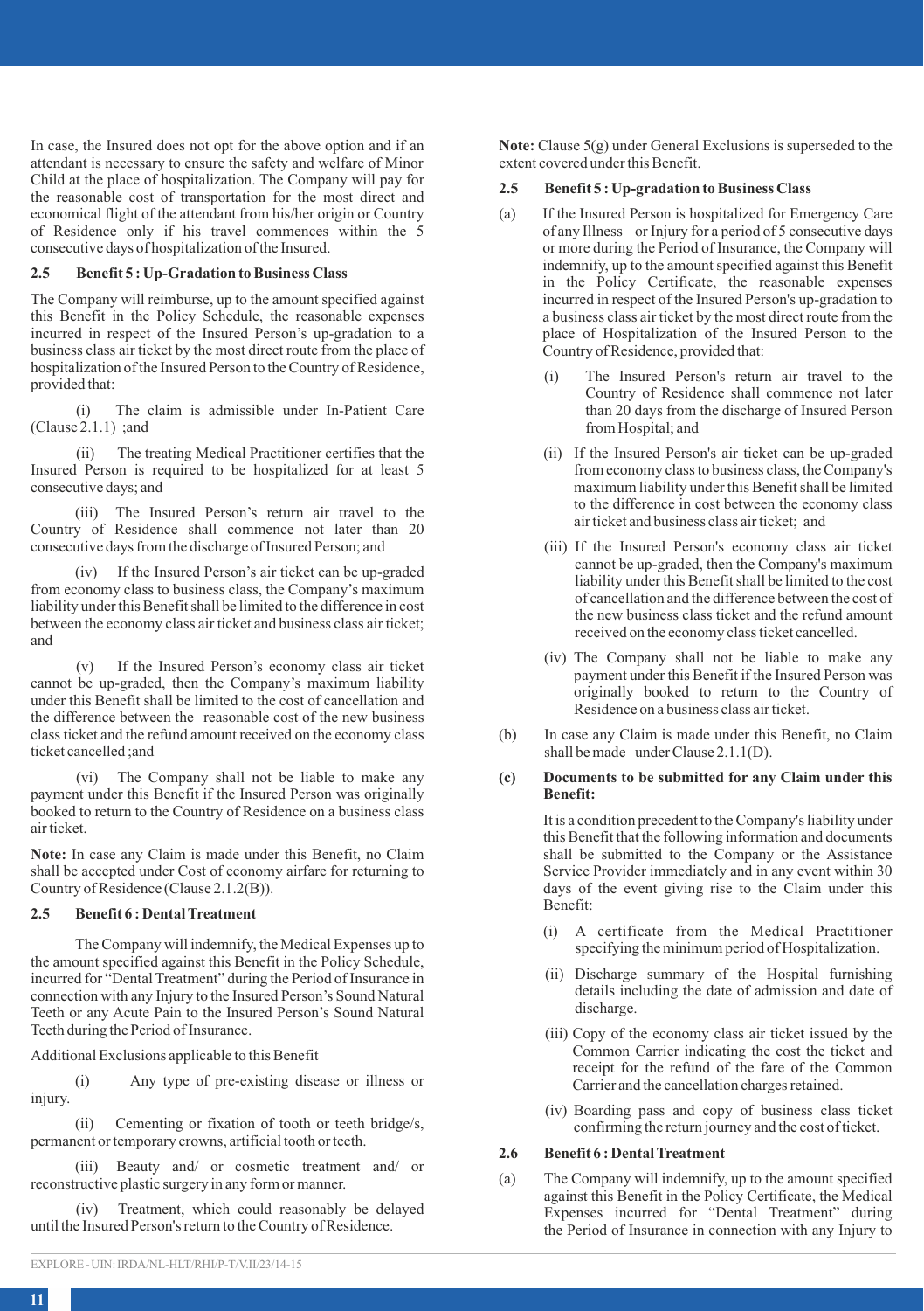In case, the Insured does not opt for the above option and if an attendant is necessary to ensure the safety and welfare of Minor Child at the place of hospitalization. The Company will pay for the reasonable cost of transportation for the most direct and economical flight of the attendant from his/her origin or Country of Residence only if his travel commences within the 5 consecutive days of hospitalization of the Insured.

**2.5 Benefit 5 : Up-Gradation to Business Class**

The Company will reimburse, up to the amount specified against this Benefit in the Policy Schedule, the reasonable expenses incurred in respect of the Insured Person's up-gradation to a business class air ticket by the most direct route from the place of hospitalization of the Insured Person to the Country of Residence, provided that:

(i) The claim is admissible under In-Patient Care (Clause 2.1.1) ;and

(ii) The treating Medical Practitioner certifies that the Insured Person is required to be hospitalized for at least 5 consecutive days; and

(iii) The Insured Person's return air travel to the Country of Residence shall commence not later than 20 consecutive days from the discharge of Insured Person; and

(iv) If the Insured Person's air ticket can be up-graded from economy class to business class, the Company's maximum liability under this Benefit shall be limited to the difference in cost between the economy class air ticket and business class air ticket; and

(v) If the Insured Person's economy class air ticket cannot be up-graded, then the Company's maximum liability under this Benefit shall be limited to the cost of cancellation and the difference between the reasonable cost of the new business class ticket and the refund amount received on the economy class ticket cancelled ;and

(vi) The Company shall not be liable to make any payment under this Benefit if the Insured Person was originally booked to return to the Country of Residence on a business class air ticket.

**Note:** In case any Claim is made under this Benefit, no Claim shall be accepted under Cost of economy airfare for returning to Country of Residence (Clause 2.1.2(B)).

**2.5 Benefit 6 : Dental Treatment**

The Company will indemnify, the Medical Expenses up to the amount specified against this Benefit in the Policy Schedule, incurred for "Dental Treatment" during the Period of Insurance in connection with any Injury to the Insured Person's Sound Natural Teeth or any Acute Pain to the Insured Person's Sound Natural Teeth during the Period of Insurance.

Additional Exclusions applicable to this Benefit

(i) Any type of pre-existing disease or illness or injury.

(ii) Cementing or fixation of tooth or teeth bridge/s, permanent or temporary crowns, artificial tooth or teeth.

(iii) Beauty and/ or cosmetic treatment and/ or reconstructive plastic surgery in any form or manner.

(iv) Treatment, which could reasonably be delayed until the Insured Person's return to the Country of Residence.

**Note:** Clause 5(g) under General Exclusions is superseded to the extent covered under this Benefit.

**2.5 Benefit 5 : Up-gradation to Business Class**

(a) If the Insured Person is hospitalized for Emergency Care of any Illness or Injury for a period of 5 consecutive days or more during the Period of Insurance, the Company will indemnify, up to the amount specified against this Benefit in the Policy Certificate, the reasonable expenses incurred in respect of the Insured Person's up-gradation to a business class air ticket by the most direct route from the place of Hospitalization of the Insured Person to the Country of Residence, provided that:

(i) The Insured Person's return air travel to the Country of Residence shall commence not later than 20 days from the discharge of Insured Person from Hospital; and

(ii) If the Insured Person's air ticket can be up-graded from economy class to business class, the Company's maximum liability under this Benefit shall be limited to the difference in cost between the economy class air ticket and business class air ticket; and

(iii) If the Insured Person's economy class air ticket cannot be up-graded, then the Company's maximum liability under this Benefit shall be limited to the cost of cancellation and the difference between the cost of the new business class ticket and the refund amount received on the economy class ticket cancelled.

(iv) The Company shall not be liable to make any payment under this Benefit if the Insured Person was originally booked to return to the Country of Residence on a business class air ticket.

(b) In case any Claim is made under this Benefit, no Claim shall be made under Clause 2.1.1(D).

**(c) Documents to be submitted for any Claim under this Benefit:**

It is a condition precedent to the Company's liability under this Benefit that the following information and documents shall be submitted to the Company or the Assistance Service Provider immediately and in any event within 30 days of the event giving rise to the Claim under this Benefit:

(i) A certificate from the Medical Practitioner specifying the minimum period of Hospitalization.

(ii) Discharge summary of the Hospital furnishing details including the date of admission and date of discharge.

(iii) Copy of the economy class air ticket issued by the Common Carrier indicating the cost the ticket and receipt for the refund of the fare of the Common Carrier and the cancellation charges retained.

(iv) Boarding pass and copy of business class ticket confirming the return journey and the cost of ticket.

**2.6 Benefit 6 : Dental Treatment**

(a) The Company will indemnify, up to the amount specified against this Benefit in the Policy Certificate, the Medical Expenses incurred for "Dental Treatment" during the Period of Insurance in connection with any Injury to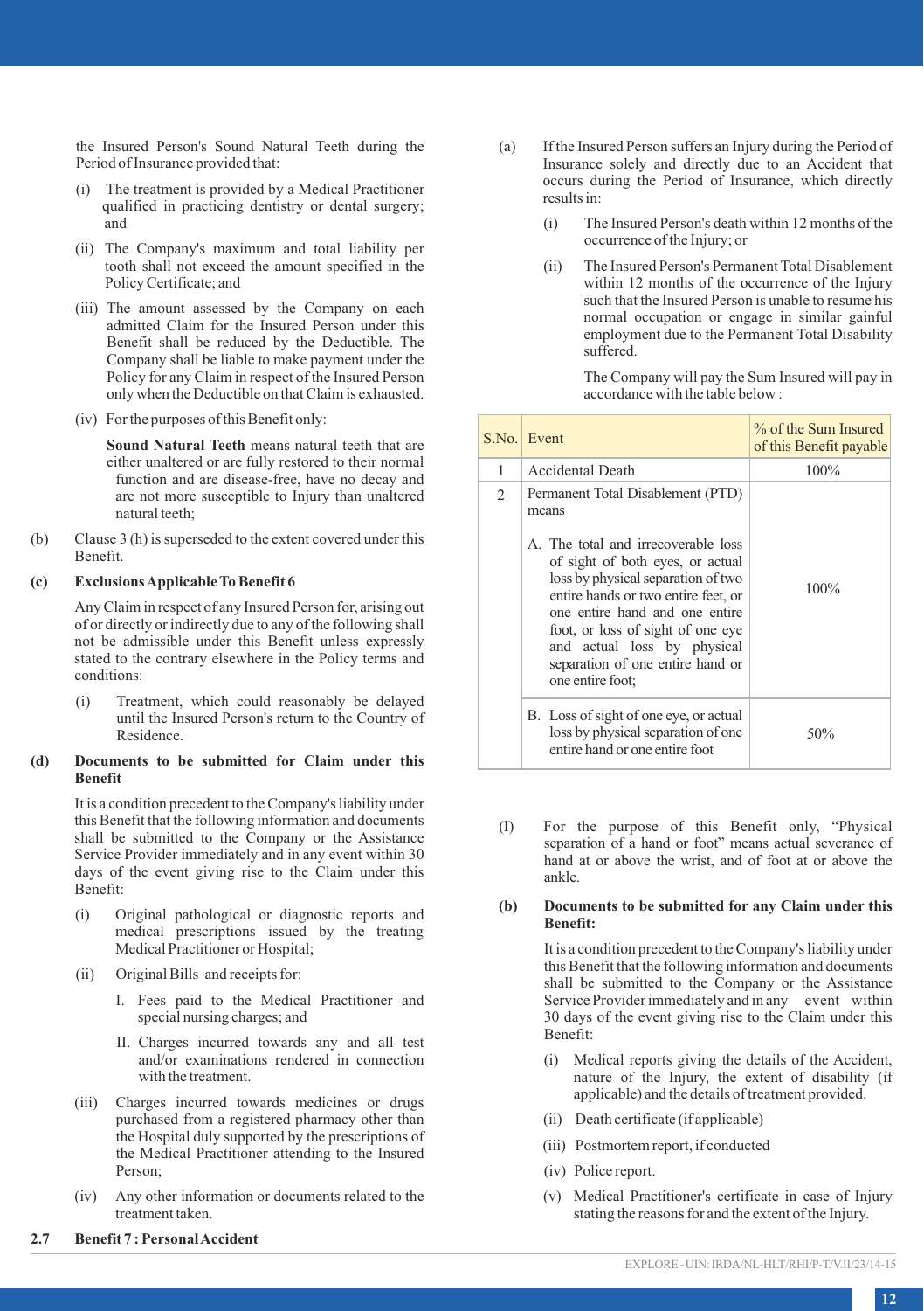the Insured Person's Sound Natural Teeth during the Period of Insurance provided that:

(i) The treatment is provided by a Medical Practitioner qualified in practicing dentistry or dental surgery; and

(ii) The Company's maximum and total liability per tooth shall not exceed the amount specified in the Policy Certificate; and

(iii) The amount assessed by the Company on each admitted Claim for the Insured Person under this Benefit shall be reduced by the Deductible. The Company shall be liable to make payment under the Policy for any Claim in respect of the Insured Person only when the Deductible on that Claim is exhausted.

(iv) For the purposes of this Benefit only:

**Sound Natural Teeth** means natural teeth that are either unaltered or are fully restored to their normal function and are disease-free, have no decay and are not more susceptible to Injury than unaltered natural teeth;

(b) Clause 3 (h) is superseded to the extent covered under this Benefit.

**(c) Exclusions Applicable To Benefit 6**

Any Claim in respect of any Insured Person for, arising out of or directly or indirectly due to any of the following shall not be admissible under this Benefit unless expressly stated to the contrary elsewhere in the Policy terms and conditions:

(i) Treatment, which could reasonably be delayed until the Insured Person's return to the Country of Residence.

**(d) Documents to be submitted for Claim under this Benefit**

It is a condition precedent to the Company's liability under this Benefit that the following information and documents shall be submitted to the Company or the Assistance Service Provider immediately and in any event within 30 days of the event giving rise to the Claim under this Benefit:

(i) Original pathological or diagnostic reports and medical prescriptions issued by the treating Medical Practitioner or Hospital;

(ii) Original Bills and receipts for:

I. Fees paid to the Medical Practitioner and special nursing charges; and

II. Charges incurred towards any and all test and/or examinations rendered in connection with the treatment.

(iii) Charges incurred towards medicines or drugs purchased from a registered pharmacy other than the Hospital duly supported by the prescriptions of the Medical Practitioner attending to the Insured Person;

(iv) Any other information or documents related to the treatment taken.

**2.7 Benefit 7 : Personal Accident**

(a) If the Insured Person suffers an Injury during the Period of Insurance solely and directly due to an Accident that occurs during the Period of Insurance, which directly results in:

(i) The Insured Person's death within 12 months of the occurrence of the Injury; or

(ii) The Insured Person's Permanent Total Disablement within 12 months of the occurrence of the Injury such that the Insured Person is unable to resume his normal occupation or engage in similar gainful employment due to the Permanent Total Disability suffered.

The Company will pay the Sum Insured will pay in accordance with the table below :

| S.No. | Event | % of the Sum Insured of this Benefit payable |
|---|---|---|
| 1 | Accidental Death | 100% |
| 2 | Permanent Total Disablement (PTD) means<br><br>A. The total and irrecoverable loss of sight of both eyes, or actual loss by physical separation of two entire hands or two entire feet, or one entire hand and one entire foot, or loss of sight of one eye and actual loss by physical separation of one entire hand or one entire foot; | 100% |
| | B. Loss of sight of one eye, or actual loss by physical separation of one entire hand or one entire foot | 50% |

(I) For the purpose of this Benefit only, "Physical separation of a hand or foot" means actual severance of hand at or above the wrist, and of foot at or above the ankle.

**(b) Documents to be submitted for any Claim under this Benefit:**

It is a condition precedent to the Company's liability under this Benefit that the following information and documents shall be submitted to the Company or the Assistance Service Provider immediately and in any event within 30 days of the event giving rise to the Claim under this Benefit:

(i) Medical reports giving the details of the Accident, nature of the Injury, the extent of disability (if applicable) and the details of treatment provided.

(ii) Death certificate (if applicable)

(iii) Postmortem report, if conducted

(iv) Police report.

(v) Medical Practitioner's certificate in case of Injury stating the reasons for and the extent of the Injury.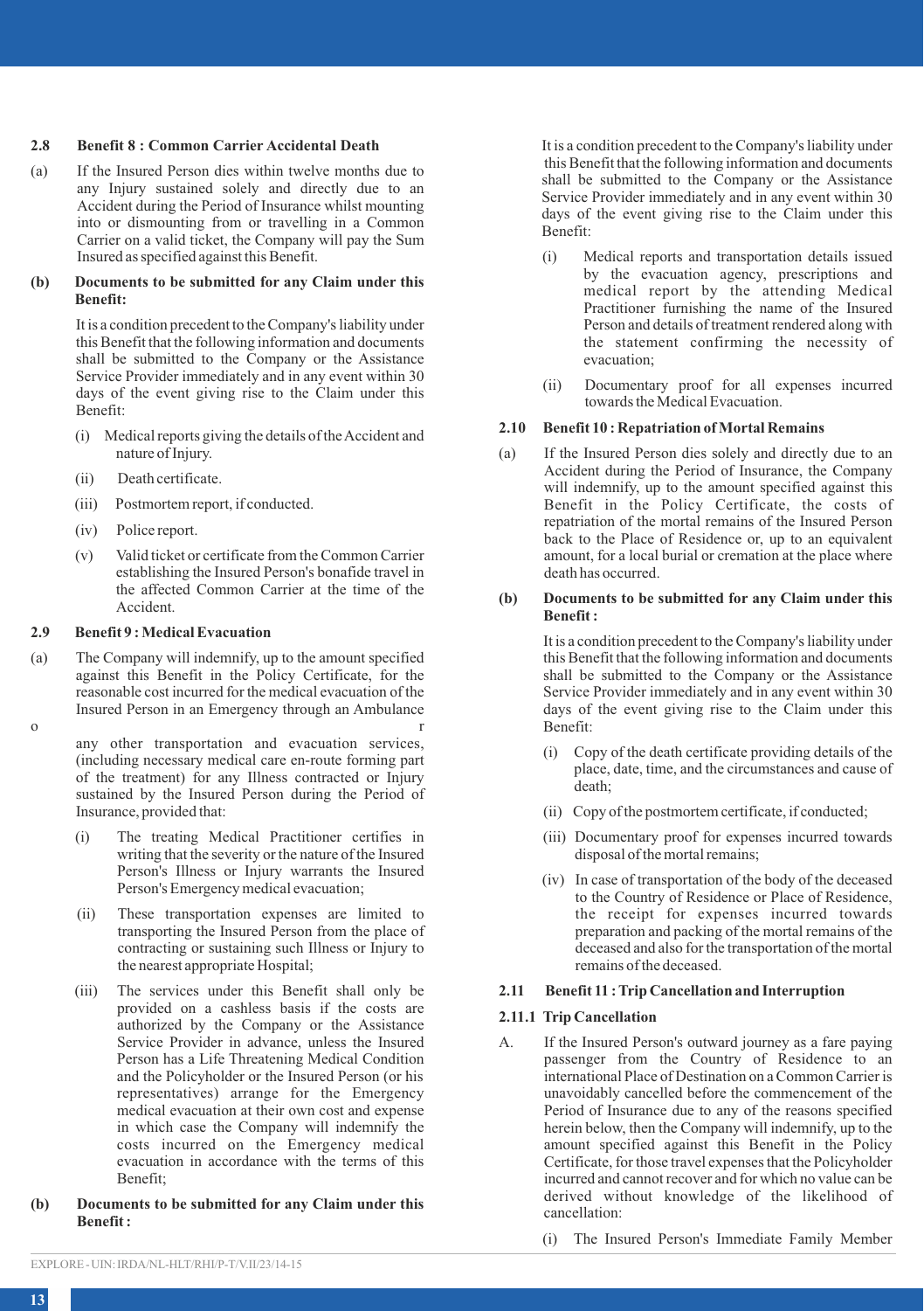### 2.8 Benefit 8 : Common Carrier Accidental Death

(a) If the Insured Person dies within twelve months due to any Injury sustained solely and directly due to an Accident during the Period of Insurance whilst mounting into or dismounting from or travelling in a Common Carrier on a valid ticket, the Company will pay the Sum Insured as specified against this Benefit.

**(b) Documents to be submitted for any Claim under this Benefit:**

It is a condition precedent to the Company's liability under this Benefit that the following information and documents shall be submitted to the Company or the Assistance Service Provider immediately and in any event within 30 days of the event giving rise to the Claim under this Benefit:

(i) Medical reports giving the details of the Accident and nature of Injury.

(ii) Death certificate.

(iii) Postmortem report, if conducted.

(iv) Police report.

(v) Valid ticket or certificate from the Common Carrier establishing the Insured Person's bonafide travel in the affected Common Carrier at the time of the Accident.

### 2.9 Benefit 9 : Medical Evacuation

(a) The Company will indemnify, up to the amount specified against this Benefit in the Policy Certificate, for the reasonable cost incurred for the medical evacuation of the Insured Person in an Emergency through an Ambulance or any other transportation and evacuation services, (including necessary medical care en-route forming part of the treatment) for any Illness contracted or Injury sustained by the Insured Person during the Period of Insurance, provided that:

(i) The treating Medical Practitioner certifies in writing that the severity or the nature of the Insured Person's Illness or Injury warrants the Insured Person's Emergency medical evacuation;

(ii) These transportation expenses are limited to transporting the Insured Person from the place of contracting or sustaining such Illness or Injury to the nearest appropriate Hospital;

(iii) The services under this Benefit shall only be provided on a cashless basis if the costs are authorized by the Company or the Assistance Service Provider in advance, unless the Insured Person has a Life Threatening Medical Condition and the Policyholder or the Insured Person (or his representatives) arrange for the Emergency medical evacuation at their own cost and expense in which case the Company will indemnify the costs incurred on the Emergency medical evacuation in accordance with the terms of this Benefit;

**(b) Documents to be submitted for any Claim under this Benefit :**

It is a condition precedent to the Company's liability under this Benefit that the following information and documents shall be submitted to the Company or the Assistance Service Provider immediately and in any event within 30 days of the event giving rise to the Claim under this Benefit:

(i) Medical reports and transportation details issued by the evacuation agency, prescriptions and medical report by the attending Medical Practitioner furnishing the name of the Insured Person and details of treatment rendered along with the statement confirming the necessity of evacuation;

(ii) Documentary proof for all expenses incurred towards the Medical Evacuation.

### 2.10 Benefit 10 : Repatriation of Mortal Remains

(a) If the Insured Person dies solely and directly due to an Accident during the Period of Insurance, the Company will indemnify, up to the amount specified against this Benefit in the Policy Certificate, the costs of repatriation of the mortal remains of the Insured Person back to the Place of Residence or, up to an equivalent amount, for a local burial or cremation at the place where death has occurred.

**(b) Documents to be submitted for any Claim under this Benefit :**

It is a condition precedent to the Company's liability under this Benefit that the following information and documents shall be submitted to the Company or the Assistance Service Provider immediately and in any event within 30 days of the event giving rise to the Claim under this Benefit:

(i) Copy of the death certificate providing details of the place, date, time, and the circumstances and cause of death;

(ii) Copy of the postmortem certificate, if conducted;

(iii) Documentary proof for expenses incurred towards disposal of the mortal remains;

(iv) In case of transportation of the body of the deceased to the Country of Residence or Place of Residence, the receipt for expenses incurred towards preparation and packing of the mortal remains of the deceased and also for the transportation of the mortal remains of the deceased.

### 2.11 Benefit 11 : Trip Cancellation and Interruption

#### 2.11.1 Trip Cancellation

A. If the Insured Person's outward journey as a fare paying passenger from the Country of Residence to an international Place of Destination on a Common Carrier is unavoidably cancelled before the commencement of the Period of Insurance due to any of the reasons specified herein below, then the Company will indemnify, up to the amount specified against this Benefit in the Policy Certificate, for those travel expenses that the Policyholder incurred and cannot recover and for which no value can be derived without knowledge of the likelihood of cancellation:

(i) The Insured Person's Immediate Family Member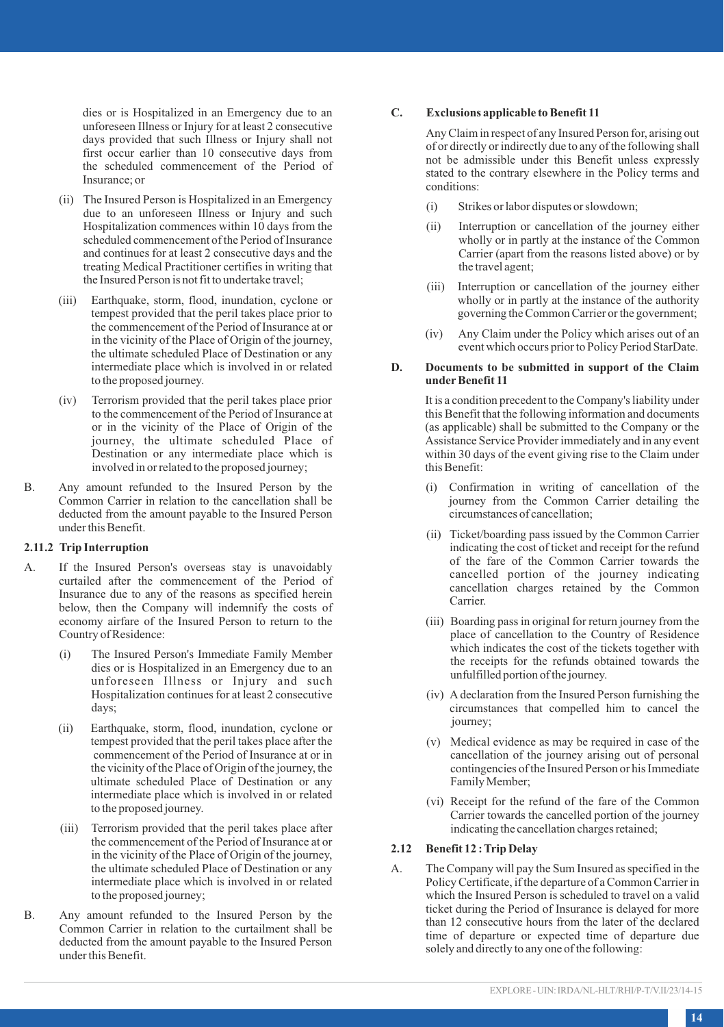dies or is Hospitalized in an Emergency due to an unforeseen Illness or Injury for at least 2 consecutive days provided that such Illness or Injury shall not first occur earlier than 10 consecutive days from the scheduled commencement of the Period of Insurance; or

(ii) The Insured Person is Hospitalized in an Emergency due to an unforeseen Illness or Injury and such Hospitalization commences within 10 days from the scheduled commencement of the Period of Insurance and continues for at least 2 consecutive days and the treating Medical Practitioner certifies in writing that the Insured Person is not fit to undertake travel;

(iii) Earthquake, storm, flood, inundation, cyclone or tempest provided that the peril takes place prior to the commencement of the Period of Insurance at or in the vicinity of the Place of Origin of the journey, the ultimate scheduled Place of Destination or any intermediate place which is involved in or related to the proposed journey.

(iv) Terrorism provided that the peril takes place prior to the commencement of the Period of Insurance at or in the vicinity of the Place of Origin of the journey, the ultimate scheduled Place of Destination or any intermediate place which is involved in or related to the proposed journey;

B. Any amount refunded to the Insured Person by the Common Carrier in relation to the cancellation shall be deducted from the amount payable to the Insured Person under this Benefit.

**2.11.2 Trip Interruption**

A. If the Insured Person's overseas stay is unavoidably curtailed after the commencement of the Period of Insurance due to any of the reasons as specified herein below, then the Company will indemnify the costs of economy airfare of the Insured Person to return to the Country of Residence:

(i) The Insured Person's Immediate Family Member dies or is Hospitalized in an Emergency due to an unforeseen Illness or Injury and such Hospitalization continues for at least 2 consecutive days;

(ii) Earthquake, storm, flood, inundation, cyclone or tempest provided that the peril takes place after the commencement of the Period of Insurance at or in the vicinity of the Place of Origin of the journey, the ultimate scheduled Place of Destination or any intermediate place which is involved in or related to the proposed journey.

(iii) Terrorism provided that the peril takes place after the commencement of the Period of Insurance at or in the vicinity of the Place of Origin of the journey, the ultimate scheduled Place of Destination or any intermediate place which is involved in or related to the proposed journey;

B. Any amount refunded to the Insured Person by the Common Carrier in relation to the curtailment shall be deducted from the amount payable to the Insured Person under this Benefit.

**C. Exclusions applicable to Benefit 11**

Any Claim in respect of any Insured Person for, arising out of or directly or indirectly due to any of the following shall not be admissible under this Benefit unless expressly stated to the contrary elsewhere in the Policy terms and conditions:

(i) Strikes or labor disputes or slowdown;

(ii) Interruption or cancellation of the journey either wholly or in partly at the instance of the Common Carrier (apart from the reasons listed above) or by the travel agent;

(iii) Interruption or cancellation of the journey either wholly or in partly at the instance of the authority governing the Common Carrier or the government;

(iv) Any Claim under the Policy which arises out of an event which occurs prior to Policy Period StarDate.

**D. Documents to be submitted in support of the Claim under Benefit 11**

It is a condition precedent to the Company's liability under this Benefit that the following information and documents (as applicable) shall be submitted to the Company or the Assistance Service Provider immediately and in any event within 30 days of the event giving rise to the Claim under this Benefit:

(i) Confirmation in writing of cancellation of the journey from the Common Carrier detailing the circumstances of cancellation;

(ii) Ticket/boarding pass issued by the Common Carrier indicating the cost of ticket and receipt for the refund of the fare of the Common Carrier towards the cancelled portion of the journey indicating cancellation charges retained by the Common Carrier.

(iii) Boarding pass in original for return journey from the place of cancellation to the Country of Residence which indicates the cost of the tickets together with the receipts for the refunds obtained towards the unfulfilled portion of the journey.

(iv) A declaration from the Insured Person furnishing the circumstances that compelled him to cancel the journey;

(v) Medical evidence as may be required in case of the cancellation of the journey arising out of personal contingencies of the Insured Person or his Immediate Family Member;

(vi) Receipt for the refund of the fare of the Common Carrier towards the cancelled portion of the journey indicating the cancellation charges retained;

**2.12 Benefit 12 : Trip Delay**

A. The Company will pay the Sum Insured as specified in the Policy Certificate, if the departure of a Common Carrier in which the Insured Person is scheduled to travel on a valid ticket during the Period of Insurance is delayed for more than 12 consecutive hours from the later of the declared time of departure or expected time of departure due solely and directly to any one of the following: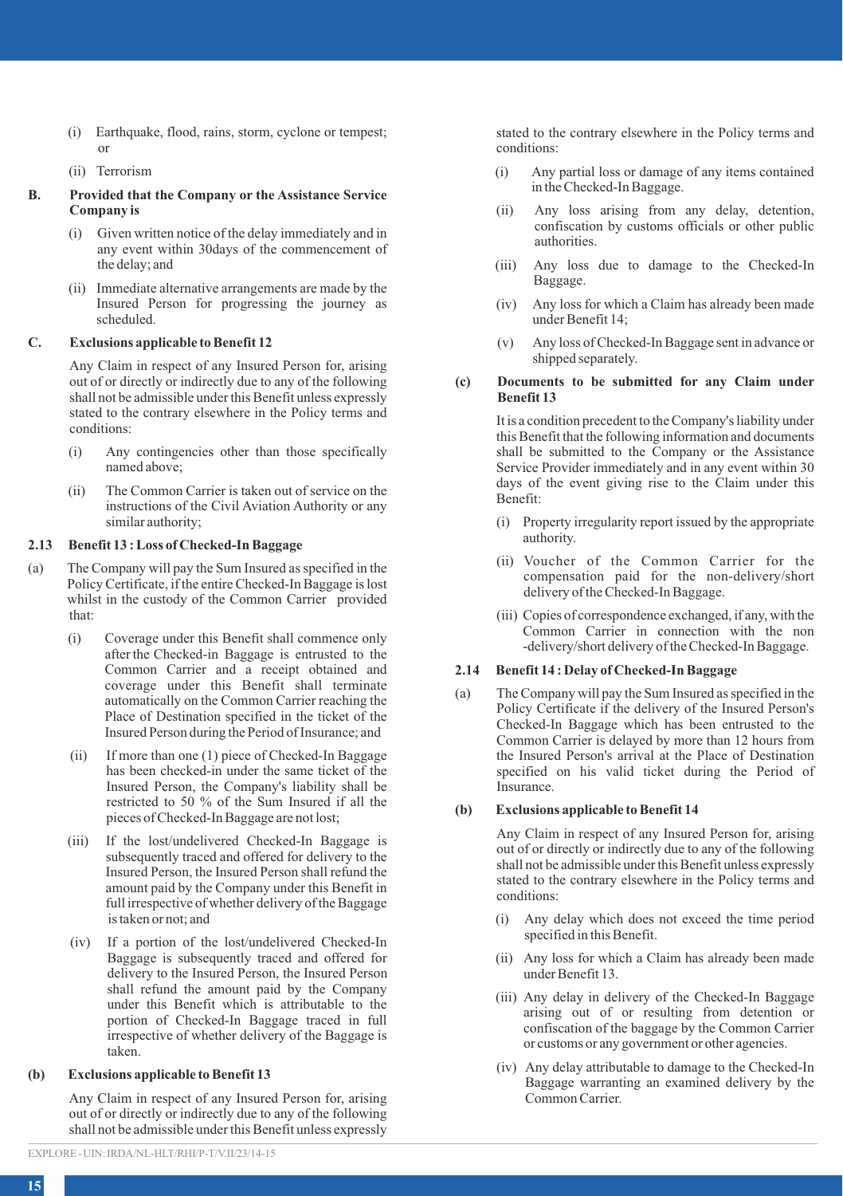(i) Earthquake, flood, rains, storm, cyclone or tempest; or

(ii) Terrorism

**B. Provided that the Company or the Assistance Service Company is**

(i) Given written notice of the delay immediately and in any event within 30days of the commencement of the delay; and

(ii) Immediate alternative arrangements are made by the Insured Person for progressing the journey as scheduled.

**C. Exclusions applicable to Benefit 12**

Any Claim in respect of any Insured Person for, arising out of or directly or indirectly due to any of the following shall not be admissible under this Benefit unless expressly stated to the contrary elsewhere in the Policy terms and conditions:

(i) Any contingencies other than those specifically named above;

(ii) The Common Carrier is taken out of service on the instructions of the Civil Aviation Authority or any similar authority;

### 2.13 Benefit 13 : Loss of Checked-In Baggage

(a) The Company will pay the Sum Insured as specified in the Policy Certificate, if the entire Checked-In Baggage is lost whilst in the custody of the Common Carrier provided that:

(i) Coverage under this Benefit shall commence only after the Checked-in Baggage is entrusted to the Common Carrier and a receipt obtained and coverage under this Benefit shall terminate automatically on the Common Carrier reaching the Place of Destination specified in the ticket of the Insured Person during the Period of Insurance; and

(ii) If more than one (1) piece of Checked-In Baggage has been checked-in under the same ticket of the Insured Person, the Company's liability shall be restricted to 50 % of the Sum Insured if all the pieces of Checked-In Baggage are not lost;

(iii) If the lost/undelivered Checked-In Baggage is subsequently traced and offered for delivery to the Insured Person, the Insured Person shall refund the amount paid by the Company under this Benefit in full irrespective of whether delivery of the Baggage is taken or not; and

(iv) If a portion of the lost/undelivered Checked-In Baggage is subsequently traced and offered for delivery to the Insured Person, the Insured Person shall refund the amount paid by the Company under this Benefit which is attributable to the portion of Checked-In Baggage traced in full irrespective of whether delivery of the Baggage is taken.

**(b) Exclusions applicable to Benefit 13**

Any Claim in respect of any Insured Person for, arising out of or directly or indirectly due to any of the following shall not be admissible under this Benefit unless expressly stated to the contrary elsewhere in the Policy terms and conditions:

(i) Any partial loss or damage of any items contained in the Checked-In Baggage.

(ii) Any loss arising from any delay, detention, confiscation by customs officials or other public authorities.

(iii) Any loss due to damage to the Checked-In Baggage.

(iv) Any loss for which a Claim has already been made under Benefit 14;

(v) Any loss of Checked-In Baggage sent in advance or shipped separately.

**(c) Documents to be submitted for any Claim under Benefit 13**

It is a condition precedent to the Company's liability under this Benefit that the following information and documents shall be submitted to the Company or the Assistance Service Provider immediately and in any event within 30 days of the event giving rise to the Claim under this Benefit:

(i) Property irregularity report issued by the appropriate authority.

(ii) Voucher of the Common Carrier for the compensation paid for the non-delivery/short delivery of the Checked-In Baggage.

(iii) Copies of correspondence exchanged, if any, with the Common Carrier in connection with the non -delivery/short delivery of the Checked-In Baggage.

### 2.14 Benefit 14 : Delay of Checked-In Baggage

(a) The Company will pay the Sum Insured as specified in the Policy Certificate if the delivery of the Insured Person's Checked-In Baggage which has been entrusted to the Common Carrier is delayed by more than 12 hours from the Insured Person's arrival at the Place of Destination specified on his valid ticket during the Period of Insurance.

**(b) Exclusions applicable to Benefit 14**

Any Claim in respect of any Insured Person for, arising out of or directly or indirectly due to any of the following shall not be admissible under this Benefit unless expressly stated to the contrary elsewhere in the Policy terms and conditions:

(i) Any delay which does not exceed the time period specified in this Benefit.

(ii) Any loss for which a Claim has already been made under Benefit 13.

(iii) Any delay in delivery of the Checked-In Baggage arising out of or resulting from detention or confiscation of the baggage by the Common Carrier or customs or any government or other agencies.

(iv) Any delay attributable to damage to the Checked-In Baggage warranting an examined delivery by the Common Carrier.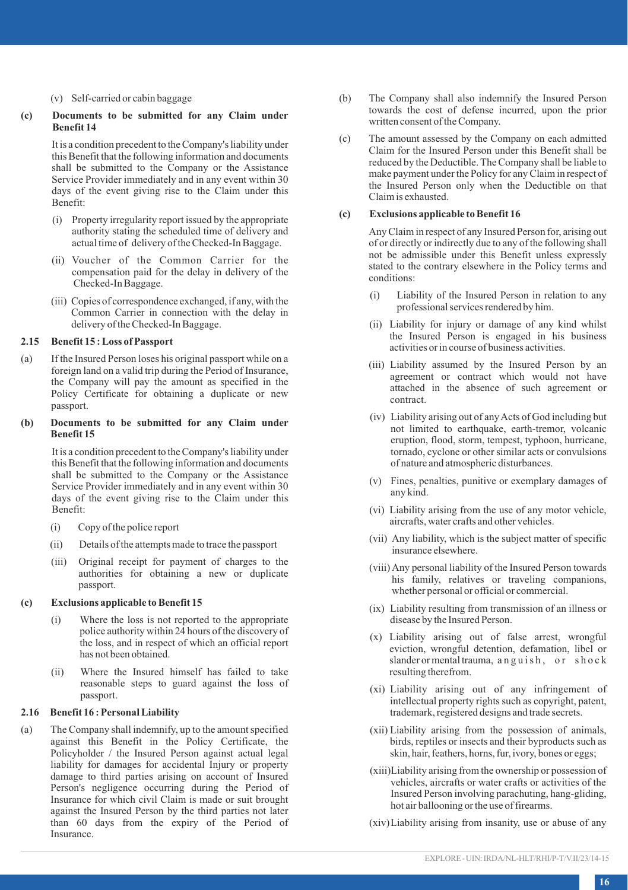(v) Self-carried or cabin baggage

**(c) Documents to be submitted for any Claim under Benefit 14**

It is a condition precedent to the Company's liability under this Benefit that the following information and documents shall be submitted to the Company or the Assistance Service Provider immediately and in any event within 30 days of the event giving rise to the Claim under this Benefit:

(i) Property irregularity report issued by the appropriate authority stating the scheduled time of delivery and actual time of delivery of the Checked-In Baggage.

(ii) Voucher of the Common Carrier for the compensation paid for the delay in delivery of the Checked-In Baggage.

(iii) Copies of correspondence exchanged, if any, with the Common Carrier in connection with the delay in delivery of the Checked-In Baggage.

### 2.15 Benefit 15 : Loss of Passport

(a) If the Insured Person loses his original passport while on a foreign land on a valid trip during the Period of Insurance, the Company will pay the amount as specified in the Policy Certificate for obtaining a duplicate or new passport.

**(b) Documents to be submitted for any Claim under Benefit 15**

It is a condition precedent to the Company's liability under this Benefit that the following information and documents shall be submitted to the Company or the Assistance Service Provider immediately and in any event within 30 days of the event giving rise to the Claim under this Benefit:

(i) Copy of the police report

(ii) Details of the attempts made to trace the passport

(iii) Original receipt for payment of charges to the authorities for obtaining a new or duplicate passport.

**(c) Exclusions applicable to Benefit 15**

(i) Where the loss is not reported to the appropriate police authority within 24 hours of the discovery of the loss, and in respect of which an official report has not been obtained.

(ii) Where the Insured himself has failed to take reasonable steps to guard against the loss of passport.

### 2.16 Benefit 16 : Personal Liability

(a) The Company shall indemnify, up to the amount specified against this Benefit in the Policy Certificate, the Policyholder / the Insured Person against actual legal liability for damages for accidental Injury or property damage to third parties arising on account of Insured Person's negligence occurring during the Period of Insurance for which civil Claim is made or suit brought against the Insured Person by the third parties not later than 60 days from the expiry of the Period of Insurance.

(b) The Company shall also indemnify the Insured Person towards the cost of defense incurred, upon the prior written consent of the Company.

(c) The amount assessed by the Company on each admitted Claim for the Insured Person under this Benefit shall be reduced by the Deductible. The Company shall be liable to make payment under the Policy for any Claim in respect of the Insured Person only when the Deductible on that Claim is exhausted.

**(c) Exclusions applicable to Benefit 16**

Any Claim in respect of any Insured Person for, arising out of or directly or indirectly due to any of the following shall not be admissible under this Benefit unless expressly stated to the contrary elsewhere in the Policy terms and conditions:

(i) Liability of the Insured Person in relation to any professional services rendered by him.

(ii) Liability for injury or damage of any kind whilst the Insured Person is engaged in his business activities or in course of business activities.

(iii) Liability assumed by the Insured Person by an agreement or contract which would not have attached in the absence of such agreement or contract.

(iv) Liability arising out of any Acts of God including but not limited to earthquake, earth-tremor, volcanic eruption, flood, storm, tempest, typhoon, hurricane, tornado, cyclone or other similar acts or convulsions of nature and atmospheric disturbances.

(v) Fines, penalties, punitive or exemplary damages of any kind.

(vi) Liability arising from the use of any motor vehicle, aircrafts, water crafts and other vehicles.

(vii) Any liability, which is the subject matter of specific insurance elsewhere.

(viii) Any personal liability of the Insured Person towards his family, relatives or traveling companions, whether personal or official or commercial.

(ix) Liability resulting from transmission of an illness or disease by the Insured Person.

(x) Liability arising out of false arrest, wrongful eviction, wrongful detention, defamation, libel or slander or mental trauma, anguish, or shock resulting therefrom.

(xi) Liability arising out of any infringement of intellectual property rights such as copyright, patent, trademark, registered designs and trade secrets.

(xii) Liability arising from the possession of animals, birds, reptiles or insects and their byproducts such as skin, hair, feathers, horns, fur, ivory, bones or eggs;

(xiii) Liability arising from the ownership or possession of vehicles, aircrafts or water crafts or activities of the Insured Person involving parachuting, hang-gliding, hot air ballooning or the use of firearms.

(xiv) Liability arising from insanity, use or abuse of any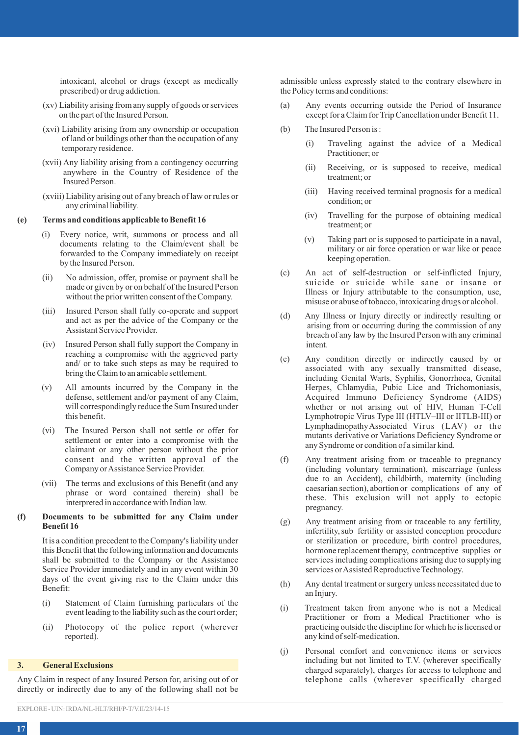intoxicant, alcohol or drugs (except as medically prescribed) or drug addiction.

(xv) Liability arising from any supply of goods or services on the part of the Insured Person.

(xvi) Liability arising from any ownership or occupation of land or buildings other than the occupation of any temporary residence.

(xvii) Any liability arising from a contingency occurring anywhere in the Country of Residence of the Insured Person.

(xviii) Liability arising out of any breach of law or rules or any criminal liability.

**(e) Terms and conditions applicable to Benefit 16**

(i) Every notice, writ, summons or process and all documents relating to the Claim/event shall be forwarded to the Company immediately on receipt by the Insured Person.

(ii) No admission, offer, promise or payment shall be made or given by or on behalf of the Insured Person without the prior written consent of the Company.

(iii) Insured Person shall fully co-operate and support and act as per the advice of the Company or the Assistant Service Provider.

(iv) Insured Person shall fully support the Company in reaching a compromise with the aggrieved party and/ or to take such steps as may be required to bring the Claim to an amicable settlement.

(v) All amounts incurred by the Company in the defense, settlement and/or payment of any Claim, will correspondingly reduce the Sum Insured under this benefit.

(vi) The Insured Person shall not settle or offer for settlement or enter into a compromise with the claimant or any other person without the prior consent and the written approval of the Company or Assistance Service Provider.

(vii) The terms and exclusions of this Benefit (and any phrase or word contained therein) shall be interpreted in accordance with Indian law.

**(f) Documents to be submitted for any Claim under Benefit 16**

It is a condition precedent to the Company's liability under this Benefit that the following information and documents shall be submitted to the Company or the Assistance Service Provider immediately and in any event within 30 days of the event giving rise to the Claim under this Benefit:

(i) Statement of Claim furnishing particulars of the event leading to the liability such as the court order;

(ii) Photocopy of the police report (wherever reported).

## 3. General Exclusions

Any Claim in respect of any Insured Person for, arising out of or directly or indirectly due to any of the following shall not be admissible unless expressly stated to the contrary elsewhere in the Policy terms and conditions:

(a) Any events occurring outside the Period of Insurance except for a Claim for Trip Cancellation under Benefit 11.

(b) The Insured Person is :

- (i) Traveling against the advice of a Medical Practitioner; or
- (ii) Receiving, or is supposed to receive, medical treatment; or
- (iii) Having received terminal prognosis for a medical condition; or
- (iv) Travelling for the purpose of obtaining medical treatment; or
- (v) Taking part or is supposed to participate in a naval, military or air force operation or war like or peace keeping operation.

(c) An act of self-destruction or self-inflicted Injury, suicide or suicide while sane or insane or Illness or Injury attributable to the consumption, use, misuse or abuse of tobacco, intoxicating drugs or alcohol.

(d) Any Illness or Injury directly or indirectly resulting or arising from or occurring during the commission of any breach of any law by the Insured Person with any criminal intent.

(e) Any condition directly or indirectly caused by or associated with any sexually transmitted disease, including Genital Warts, Syphilis, Gonorrhoea, Genital Herpes, Chlamydia, Pubic Lice and Trichomoniasis, Acquired Immuno Deficiency Syndrome (AIDS) whether or not arising out of HIV, Human T-Cell Lymphotropic Virus Type III (HTLV–III or IITLB-III) or Lymphadinopathy Associated Virus (LAV) or the mutants derivative or Variations Deficiency Syndrome or any Syndrome or condition of a similar kind.

(f) Any treatment arising from or traceable to pregnancy (including voluntary termination), miscarriage (unless due to an Accident), childbirth, maternity (including caesarian section), abortion or complications of any of these. This exclusion will not apply to ectopic pregnancy.

(g) Any treatment arising from or traceable to any fertility, infertility, sub fertility or assisted conception procedure or sterilization or procedure, birth control procedures, hormone replacement therapy, contraceptive supplies or services including complications arising due to supplying services or Assisted Reproductive Technology.

(h) Any dental treatment or surgery unless necessitated due to an Injury.

(i) Treatment taken from anyone who is not a Medical Practitioner or from a Medical Practitioner who is practicing outside the discipline for which he is licensed or any kind of self-medication.

(j) Personal comfort and convenience items or services including but not limited to T.V. (wherever specifically charged separately), charges for access to telephone and telephone calls (wherever specifically charged

EXPLORE - UIN: IRDA/NL-HLT/RHI/P-T/V.II/23/14-15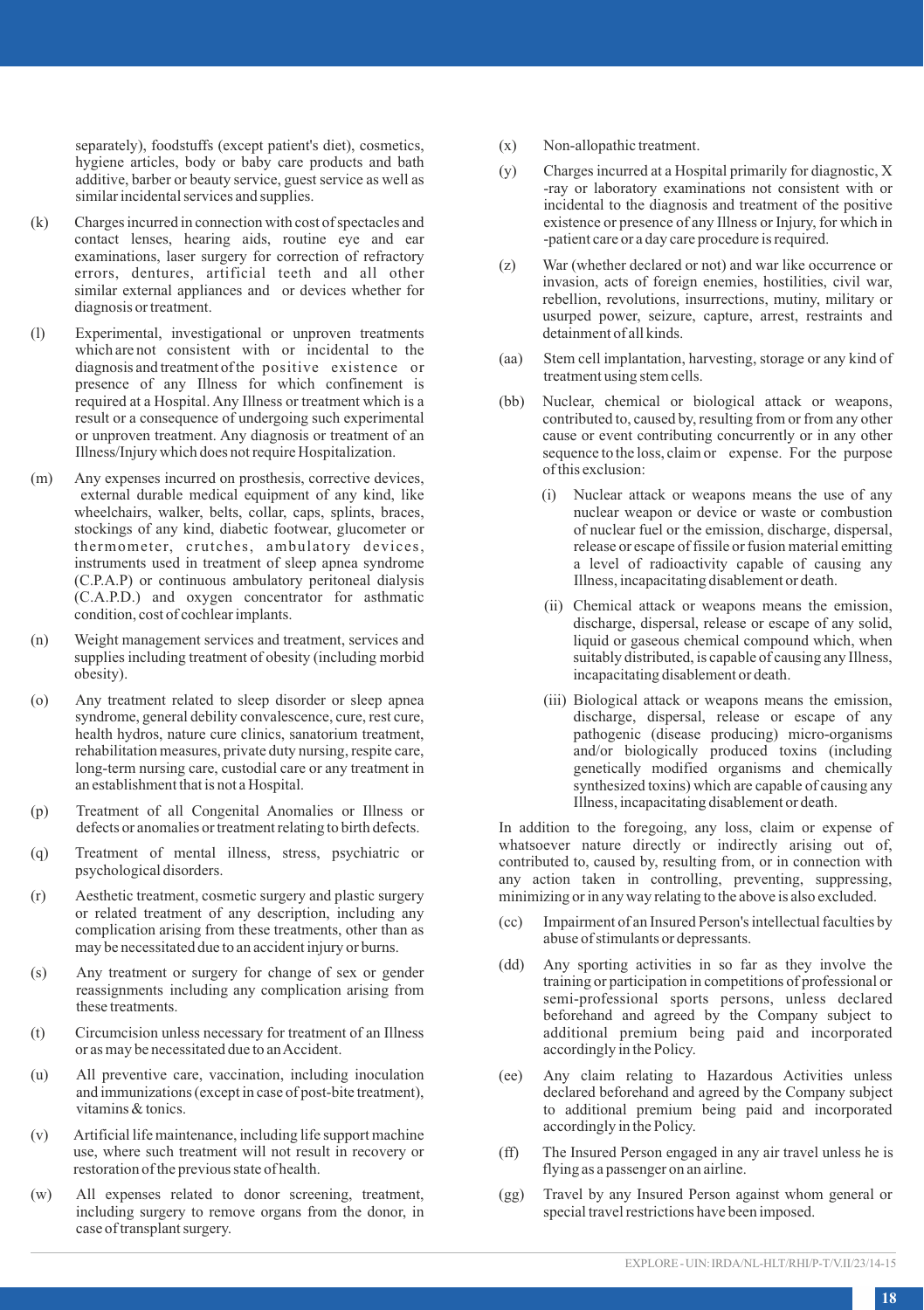separately), foodstuffs (except patient's diet), cosmetics, hygiene articles, body or baby care products and bath additive, barber or beauty service, guest service as well as similar incidental services and supplies.

(k) Charges incurred in connection with cost of spectacles and contact lenses, hearing aids, routine eye and ear examinations, laser surgery for correction of refractory errors, dentures, artificial teeth and all other similar external appliances and or devices whether for diagnosis or treatment.

(l) Experimental, investigational or unproven treatments which are not consistent with or incidental to the diagnosis and treatment of the positive existence or presence of any Illness for which confinement is required at a Hospital. Any Illness or treatment which is a result or a consequence of undergoing such experimental or unproven treatment. Any diagnosis or treatment of an Illness/Injury which does not require Hospitalization.

(m) Any expenses incurred on prosthesis, corrective devices, external durable medical equipment of any kind, like wheelchairs, walker, belts, collar, caps, splints, braces, stockings of any kind, diabetic footwear, glucometer or thermometer, crutches, ambulatory devices, instruments used in treatment of sleep apnea syndrome (C.P.A.P) or continuous ambulatory peritoneal dialysis (C.A.P.D.) and oxygen concentrator for asthmatic condition, cost of cochlear implants.

(n) Weight management services and treatment, services and supplies including treatment of obesity (including morbid obesity).

(o) Any treatment related to sleep disorder or sleep apnea syndrome, general debility convalescence, cure, rest cure, health hydros, nature cure clinics, sanatorium treatment, rehabilitation measures, private duty nursing, respite care, long-term nursing care, custodial care or any treatment in an establishment that is not a Hospital.

(p) Treatment of all Congenital Anomalies or Illness or defects or anomalies or treatment relating to birth defects.

(q) Treatment of mental illness, stress, psychiatric or psychological disorders.

(r) Aesthetic treatment, cosmetic surgery and plastic surgery or related treatment of any description, including any complication arising from these treatments, other than as may be necessitated due to an accident injury or burns.

(s) Any treatment or surgery for change of sex or gender reassignments including any complication arising from these treatments.

(t) Circumcision unless necessary for treatment of an Illness or as may be necessitated due to an Accident.

(u) All preventive care, vaccination, including inoculation and immunizations (except in case of post-bite treatment), vitamins & tonics.

(v) Artificial life maintenance, including life support machine use, where such treatment will not result in recovery or restoration of the previous state of health.

(w) All expenses related to donor screening, treatment, including surgery to remove organs from the donor, in case of transplant surgery.

(x) Non-allopathic treatment.

(y) Charges incurred at a Hospital primarily for diagnostic, X -ray or laboratory examinations not consistent with or incidental to the diagnosis and treatment of the positive existence or presence of any Illness or Injury, for which in -patient care or a day care procedure is required.

(z) War (whether declared or not) and war like occurrence or invasion, acts of foreign enemies, hostilities, civil war, rebellion, revolutions, insurrections, mutiny, military or usurped power, seizure, capture, arrest, restraints and detainment of all kinds.

(aa) Stem cell implantation, harvesting, storage or any kind of treatment using stem cells.

(bb) Nuclear, chemical or biological attack or weapons, contributed to, caused by, resulting from or from any other cause or event contributing concurrently or in any other sequence to the loss, claim or expense. For the purpose of this exclusion:

   (i) Nuclear attack or weapons means the use of any nuclear weapon or device or waste or combustion of nuclear fuel or the emission, discharge, dispersal, release or escape of fissile or fusion material emitting a level of radioactivity capable of causing any Illness, incapacitating disablement or death.

   (ii) Chemical attack or weapons means the emission, discharge, dispersal, release or escape of any solid, liquid or gaseous chemical compound which, when suitably distributed, is capable of causing any Illness, incapacitating disablement or death.

   (iii) Biological attack or weapons means the emission, discharge, dispersal, release or escape of any pathogenic (disease producing) micro-organisms and/or biologically produced toxins (including genetically modified organisms and chemically synthesized toxins) which are capable of causing any Illness, incapacitating disablement or death.

In addition to the foregoing, any loss, claim or expense of whatsoever nature directly or indirectly arising out of, contributed to, caused by, resulting from, or in connection with any action taken in controlling, preventing, suppressing, minimizing or in any way relating to the above is also excluded.

(cc) Impairment of an Insured Person's intellectual faculties by abuse of stimulants or depressants.

(dd) Any sporting activities in so far as they involve the training or participation in competitions of professional or semi-professional sports persons, unless declared beforehand and agreed by the Company subject to additional premium being paid and incorporated accordingly in the Policy.

(ee) Any claim relating to Hazardous Activities unless declared beforehand and agreed by the Company subject to additional premium being paid and incorporated accordingly in the Policy.

(ff) The Insured Person engaged in any air travel unless he is flying as a passenger on an airline.

(gg) Travel by any Insured Person against whom general or special travel restrictions have been imposed.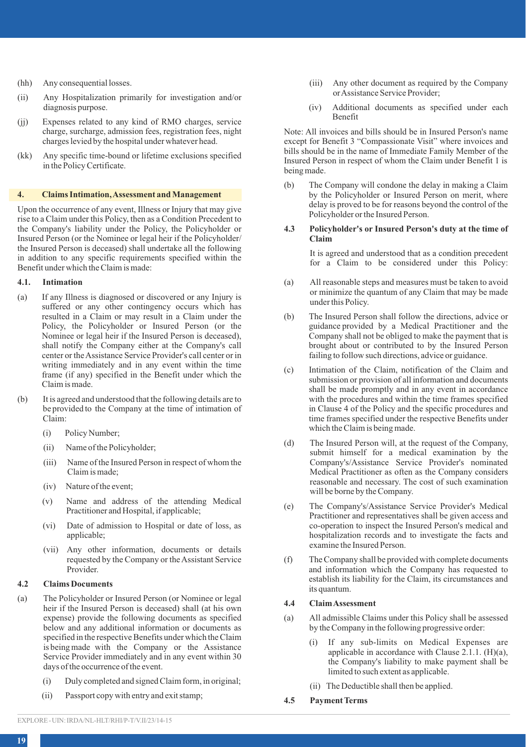(hh) Any consequential losses.

(ii) Any Hospitalization primarily for investigation and/or diagnosis purpose.

(jj) Expenses related to any kind of RMO charges, service charge, surcharge, admission fees, registration fees, night charges levied by the hospital under whatever head.

(kk) Any specific time-bound or lifetime exclusions specified in the Policy Certificate.

## 4. Claims Intimation, Assessment and Management

Upon the occurrence of any event, Illness or Injury that may give rise to a Claim under this Policy, then as a Condition Precedent to the Company's liability under the Policy, the Policyholder or Insured Person (or the Nominee or legal heir if the Policyholder/ the Insured Person is deceased) shall undertake all the following in addition to any specific requirements specified within the Benefit under which the Claim is made:

### 4.1. Intimation

(a) If any Illness is diagnosed or discovered or any Injury is suffered or any other contingency occurs which has resulted in a Claim or may result in a Claim under the Policy, the Policyholder or Insured Person (or the Nominee or legal heir if the Insured Person is deceased), shall notify the Company either at the Company's call center or the Assistance Service Provider's call center or in writing immediately and in any event within the time frame (if any) specified in the Benefit under which the Claim is made.

(b) It is agreed and understood that the following details are to be provided to the Company at the time of intimation of Claim:

- (i) Policy Number;
- (ii) Name of the Policyholder;
- (iii) Name of the Insured Person in respect of whom the Claim is made;
- (iv) Nature of the event;
- (v) Name and address of the attending Medical Practitioner and Hospital, if applicable;
- (vi) Date of admission to Hospital or date of loss, as applicable;
- (vii) Any other information, documents or details requested by the Company or the Assistant Service Provider.

### 4.2 Claims Documents

(a) The Policyholder or Insured Person (or Nominee or legal heir if the Insured Person is deceased) shall (at his own expense) provide the following documents as specified below and any additional information or documents as specified in the respective Benefits under which the Claim is being made with the Company or the Assistance Service Provider immediately and in any event within 30 days of the occurrence of the event.

- (i) Duly completed and signed Claim form, in original;
- (ii) Passport copy with entry and exit stamp;
- (iii) Any other document as required by the Company or Assistance Service Provider;
- (iv) Additional documents as specified under each Benefit

Note: All invoices and bills should be in Insured Person's name except for Benefit 3 "Compassionate Visit" where invoices and bills should be in the name of Immediate Family Member of the Insured Person in respect of whom the Claim under Benefit 1 is being made.

(b) The Company will condone the delay in making a Claim by the Policyholder or Insured Person on merit, where delay is proved to be for reasons beyond the control of the Policyholder or the Insured Person.

### 4.3 Policyholder's or Insured Person's duty at the time of Claim

It is agreed and understood that as a condition precedent for a Claim to be considered under this Policy:

(a) All reasonable steps and measures must be taken to avoid or minimize the quantum of any Claim that may be made under this Policy.

(b) The Insured Person shall follow the directions, advice or guidance provided by a Medical Practitioner and the Company shall not be obliged to make the payment that is brought about or contributed to by the Insured Person failing to follow such directions, advice or guidance.

(c) Intimation of the Claim, notification of the Claim and submission or provision of all information and documents shall be made promptly and in any event in accordance with the procedures and within the time frames specified in Clause 4 of the Policy and the specific procedures and time frames specified under the respective Benefits under which the Claim is being made.

(d) The Insured Person will, at the request of the Company, submit himself for a medical examination by the Company's/Assistance Service Provider's nominated Medical Practitioner as often as the Company considers reasonable and necessary. The cost of such examination will be borne by the Company.

(e) The Company's/Assistance Service Provider's Medical Practitioner and representatives shall be given access and co-operation to inspect the Insured Person's medical and hospitalization records and to investigate the facts and examine the Insured Person.

(f) The Company shall be provided with complete documents and information which the Company has requested to establish its liability for the Claim, its circumstances and its quantum.

### 4.4 Claim Assessment

(a) All admissible Claims under this Policy shall be assessed by the Company in the following progressive order:

- (i) If any sub-limits on Medical Expenses are applicable in accordance with Clause 2.1.1. (H)(a), the Company's liability to make payment shall be limited to such extent as applicable.
- (ii) The Deductible shall then be applied.

### 4.5 Payment Terms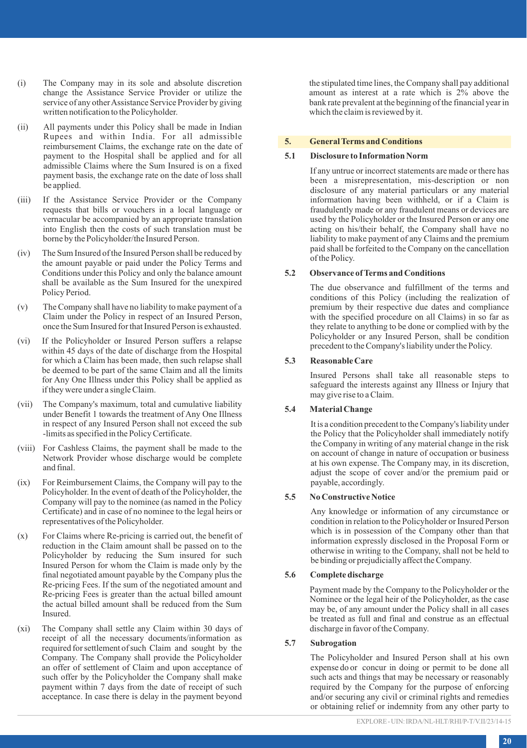(i) The Company may in its sole and absolute discretion change the Assistance Service Provider or utilize the service of any other Assistance Service Provider by giving written notification to the Policyholder.

(ii) All payments under this Policy shall be made in Indian Rupees and within India. For all admissible reimbursement Claims, the exchange rate on the date of payment to the Hospital shall be applied and for all admissible Claims where the Sum Insured is on a fixed payment basis, the exchange rate on the date of loss shall be applied.

(iii) If the Assistance Service Provider or the Company requests that bills or vouchers in a local language or vernacular be accompanied by an appropriate translation into English then the costs of such translation must be borne by the Policyholder/the Insured Person.

(iv) The Sum Insured of the Insured Person shall be reduced by the amount payable or paid under the Policy Terms and Conditions under this Policy and only the balance amount shall be available as the Sum Insured for the unexpired Policy Period.

(v) The Company shall have no liability to make payment of a Claim under the Policy in respect of an Insured Person, once the Sum Insured for that Insured Person is exhausted.

(vi) If the Policyholder or Insured Person suffers a relapse within 45 days of the date of discharge from the Hospital for which a Claim has been made, then such relapse shall be deemed to be part of the same Claim and all the limits for Any One Illness under this Policy shall be applied as if they were under a single Claim.

(vii) The Company's maximum, total and cumulative liability under Benefit 1 towards the treatment of Any One Illness in respect of any Insured Person shall not exceed the sub -limits as specified in the Policy Certificate.

(viii) For Cashless Claims, the payment shall be made to the Network Provider whose discharge would be complete and final.

(ix) For Reimbursement Claims, the Company will pay to the Policyholder. In the event of death of the Policyholder, the Company will pay to the nominee (as named in the Policy Certificate) and in case of no nominee to the legal heirs or representatives of the Policyholder.

(x) For Claims where Re-pricing is carried out, the benefit of reduction in the Claim amount shall be passed on to the Policyholder by reducing the Sum insured for such Insured Person for whom the Claim is made only by the final negotiated amount payable by the Company plus the Re-pricing Fees. If the sum of the negotiated amount and Re-pricing Fees is greater than the actual billed amount the actual billed amount shall be reduced from the Sum Insured.

(xi) The Company shall settle any Claim within 30 days of receipt of all the necessary documents/information as required for settlement of such Claim and sought by the Company. The Company shall provide the Policyholder an offer of settlement of Claim and upon acceptance of such offer by the Policyholder the Company shall make payment within 7 days from the date of receipt of such acceptance. In case there is delay in the payment beyond the stipulated time lines, the Company shall pay additional amount as interest at a rate which is 2% above the bank rate prevalent at the beginning of the financial year in which the claim is reviewed by it.

## 5. General Terms and Conditions

### 5.1 Disclosure to Information Norm

If any untrue or incorrect statements are made or there has been a misrepresentation, mis-description or non disclosure of any material particulars or any material information having been withheld, or if a Claim is fraudulently made or any fraudulent means or devices are used by the Policyholder or the Insured Person or any one acting on his/their behalf, the Company shall have no liability to make payment of any Claims and the premium paid shall be forfeited to the Company on the cancellation of the Policy.

### 5.2 Observance of Terms and Conditions

The due observance and fulfillment of the terms and conditions of this Policy (including the realization of premium by their respective due dates and compliance with the specified procedure on all Claims) in so far as they relate to anything to be done or complied with by the Policyholder or any Insured Person, shall be condition precedent to the Company's liability under the Policy.

### 5.3 Reasonable Care

Insured Persons shall take all reasonable steps to safeguard the interests against any Illness or Injury that may give rise to a Claim.

### 5.4 Material Change

It is a condition precedent to the Company's liability under the Policy that the Policyholder shall immediately notify the Company in writing of any material change in the risk on account of change in nature of occupation or business at his own expense. The Company may, in its discretion, adjust the scope of cover and/or the premium paid or payable, accordingly.

### 5.5 No Constructive Notice

Any knowledge or information of any circumstance or condition in relation to the Policyholder or Insured Person which is in possession of the Company other than that information expressly disclosed in the Proposal Form or otherwise in writing to the Company, shall not be held to be binding or prejudicially affect the Company.

### 5.6 Complete discharge

Payment made by the Company to the Policyholder or the Nominee or the legal heir of the Policyholder, as the case may be, of any amount under the Policy shall in all cases be treated as full and final and construe as an effectual discharge in favor of the Company.

### 5.7 Subrogation

The Policyholder and Insured Person shall at his own expense do or concur in doing or permit to be done all such acts and things that may be necessary or reasonably required by the Company for the purpose of enforcing and/or securing any civil or criminal rights and remedies or obtaining relief or indemnity from any other party to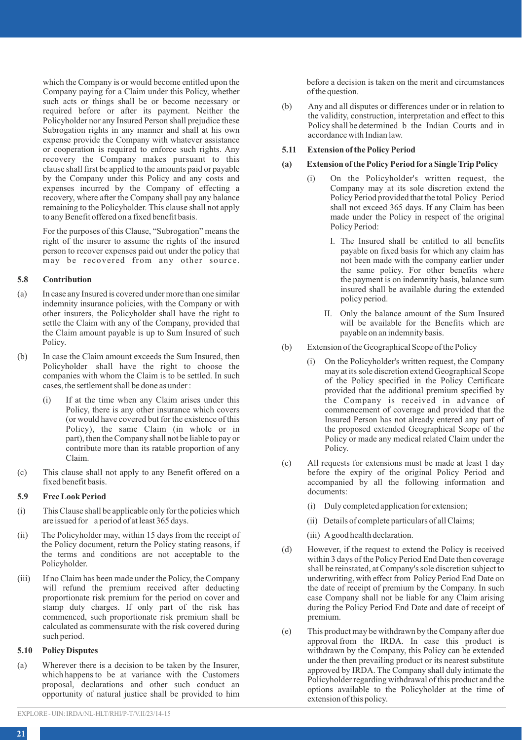which the Company is or would become entitled upon the Company paying for a Claim under this Policy, whether such acts or things shall be or become necessary or required before or after its payment. Neither the Policyholder nor any Insured Person shall prejudice these Subrogation rights in any manner and shall at his own expense provide the Company with whatever assistance or cooperation is required to enforce such rights. Any recovery the Company makes pursuant to this clause shall first be applied to the amounts paid or payable by the Company under this Policy and any costs and expenses incurred by the Company of effecting a recovery, where after the Company shall pay any balance remaining to the Policyholder. This clause shall not apply to any Benefit offered on a fixed benefit basis.

For the purposes of this Clause, "Subrogation" means the right of the insurer to assume the rights of the insured person to recover expenses paid out under the policy that may be recovered from any other source.

### 5.8 Contribution

(a) In case any Insured is covered under more than one similar indemnity insurance policies, with the Company or with other insurers, the Policyholder shall have the right to settle the Claim with any of the Company, provided that the Claim amount payable is up to Sum Insured of such Policy.

(b) In case the Claim amount exceeds the Sum Insured, then Policyholder shall have the right to choose the companies with whom the Claim is to be settled. In such cases, the settlement shall be done as under :

   (i) If at the time when any Claim arises under this Policy, there is any other insurance which covers (or would have covered but for the existence of this Policy), the same Claim (in whole or in part), then the Company shall not be liable to pay or contribute more than its ratable proportion of any Claim.

(c) This clause shall not apply to any Benefit offered on a fixed benefit basis.

### 5.9 Free Look Period

(i) This Clause shall be applicable only for the policies which are issued for a period of at least 365 days.

(ii) The Policyholder may, within 15 days from the receipt of the Policy document, return the Policy stating reasons, if the terms and conditions are not acceptable to the Policyholder.

(iii) If no Claim has been made under the Policy, the Company will refund the premium received after deducting proportionate risk premium for the period on cover and stamp duty charges. If only part of the risk has commenced, such proportionate risk premium shall be calculated as commensurate with the risk covered during such period.

### 5.10 Policy Disputes

(a) Wherever there is a decision to be taken by the Insurer, which happens to be at variance with the Customers proposal, declarations and other such conduct an opportunity of natural justice shall be provided to him before a decision is taken on the merit and circumstances of the question.

(b) Any and all disputes or differences under or in relation to the validity, construction, interpretation and effect to this Policy shall be determined b the Indian Courts and in accordance with Indian law.

### 5.11 Extension of the Policy Period

**(a) Extension of the Policy Period for a Single Trip Policy**

   (i) On the Policyholder's written request, the Company may at its sole discretion extend the Policy Period provided that the total Policy Period shall not exceed 365 days. If any Claim has been made under the Policy in respect of the original Policy Period:

      I. The Insured shall be entitled to all benefits payable on fixed basis for which any claim has not been made with the company earlier under the same policy. For other benefits where the payment is on indemnity basis, balance sum insured shall be available during the extended policy period.

      II. Only the balance amount of the Sum Insured will be available for the Benefits which are payable on an indemnity basis.

(b) Extension of the Geographical Scope of the Policy

   (i) On the Policyholder's written request, the Company may at its sole discretion extend Geographical Scope of the Policy specified in the Policy Certificate provided that the additional premium specified by the Company is received in advance of commencement of coverage and provided that the Insured Person has not already entered any part of the proposed extended Geographical Scope of the Policy or made any medical related Claim under the Policy.

(c) All requests for extensions must be made at least 1 day before the expiry of the original Policy Period and accompanied by all the following information and documents:

   (i) Duly completed application for extension;

   (ii) Details of complete particulars of all Claims;

   (iii) A good health declaration.

(d) However, if the request to extend the Policy is received within 3 days of the Policy Period End Date then coverage shall be reinstated, at Company's sole discretion subject to underwriting, with effect from Policy Period End Date on the date of receipt of premium by the Company. In such case Company shall not be liable for any Claim arising during the Policy Period End Date and date of receipt of premium.

(e) This product may be withdrawn by the Company after due approval from the IRDA. In case this product is withdrawn by the Company, this Policy can be extended under the then prevailing product or its nearest substitute approved by IRDA. The Company shall duly intimate the Policyholder regarding withdrawal of this product and the options available to the Policyholder at the time of extension of this policy.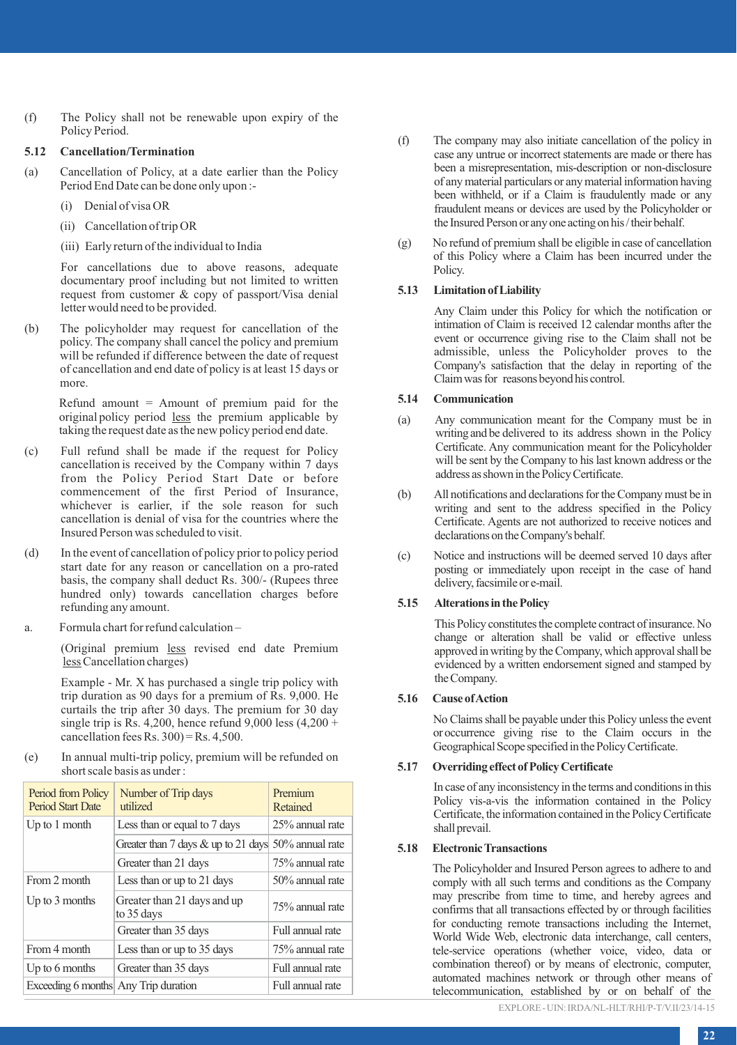(f) The Policy shall not be renewable upon expiry of the Policy Period.

### 5.12 Cancellation/Termination

(a) Cancellation of Policy, at a date earlier than the Policy Period End Date can be done only upon :-

(i) Denial of visa OR

(ii) Cancellation of trip OR

(iii) Early return of the individual to India

For cancellations due to above reasons, adequate documentary proof including but not limited to written request from customer & copy of passport/Visa denial letter would need to be provided.

(b) The policyholder may request for cancellation of the policy. The company shall cancel the policy and premium will be refunded if difference between the date of request of cancellation and end date of policy is at least 15 days or more.

Refund amount = Amount of premium paid for the original policy period less the premium applicable by taking the request date as the new policy period end date.

(c) Full refund shall be made if the request for Policy cancellation is received by the Company within 7 days from the Policy Period Start Date or before commencement of the first Period of Insurance, whichever is earlier, if the sole reason for such cancellation is denial of visa for the countries where the Insured Person was scheduled to visit.

(d) In the event of cancellation of policy prior to policy period start date for any reason or cancellation on a pro-rated basis, the company shall deduct Rs. 300/- (Rupees three hundred only) towards cancellation charges before refunding any amount.

a. Formula chart for refund calculation –

(Original premium less revised end date Premium less Cancellation charges)

Example - Mr. X has purchased a single trip policy with trip duration as 90 days for a premium of Rs. 9,000. He curtails the trip after 30 days. The premium for 30 day single trip is Rs. 4,200, hence refund 9,000 less (4,200 + cancellation fees Rs. 300) = Rs. 4,500.

(e) In annual multi-trip policy, premium will be refunded on short scale basis as under :

| Period from Policy Period Start Date | Number of Trip days utilized | Premium Retained |
|---|---|---|
| Up to 1 month | Less than or equal to 7 days | 25% annual rate |
| | Greater than 7 days & up to 21 days | 50% annual rate |
| | Greater than 21 days | 75% annual rate |
| From 2 month Up to 3 months | Less than or up to 21 days | 50% annual rate |
| | Greater than 21 days and up to 35 days | 75% annual rate |
| | Greater than 35 days | Full annual rate |
| From 4 month Up to 6 months | Less than or up to 35 days | 75% annual rate |
| | Greater than 35 days | Full annual rate |
| Exceeding 6 months | Any Trip duration | Full annual rate |

(f) The company may also initiate cancellation of the policy in case any untrue or incorrect statements are made or there has been a misrepresentation, mis-description or non-disclosure of any material particulars or any material information having been withheld, or if a Claim is fraudulently made or any fraudulent means or devices are used by the Policyholder or the Insured Person or any one acting on his / their behalf.

(g) No refund of premium shall be eligible in case of cancellation of this Policy where a Claim has been incurred under the Policy.

### 5.13 Limitation of Liability

Any Claim under this Policy for which the notification or intimation of Claim is received 12 calendar months after the event or occurrence giving rise to the Claim shall not be admissible, unless the Policyholder proves to the Company's satisfaction that the delay in reporting of the Claim was for reasons beyond his control.

### 5.14 Communication

(a) Any communication meant for the Company must be in writing and be delivered to its address shown in the Policy Certificate. Any communication meant for the Policyholder will be sent by the Company to his last known address or the address as shown in the Policy Certificate.

(b) All notifications and declarations for the Company must be in writing and sent to the address specified in the Policy Certificate. Agents are not authorized to receive notices and declarations on the Company's behalf.

(c) Notice and instructions will be deemed served 10 days after posting or immediately upon receipt in the case of hand delivery, facsimile or e-mail.

### 5.15 Alterations in the Policy

This Policy constitutes the complete contract of insurance. No change or alteration shall be valid or effective unless approved in writing by the Company, which approval shall be evidenced by a written endorsement signed and stamped by the Company.

### 5.16 Cause of Action

No Claims shall be payable under this Policy unless the event or occurrence giving rise to the Claim occurs in the Geographical Scope specified in the Policy Certificate.

### 5.17 Overriding effect of Policy Certificate

In case of any inconsistency in the terms and conditions in this Policy vis-a-vis the information contained in the Policy Certificate, the information contained in the Policy Certificate shall prevail.

### 5.18 Electronic Transactions

The Policyholder and Insured Person agrees to adhere to and comply with all such terms and conditions as the Company may prescribe from time to time, and hereby agrees and confirms that all transactions effected by or through facilities for conducting remote transactions including the Internet, World Wide Web, electronic data interchange, call centers, tele-service operations (whether voice, video, data or combination thereof) or by means of electronic, computer, automated machines network or through other means of telecommunication, established by or on behalf of the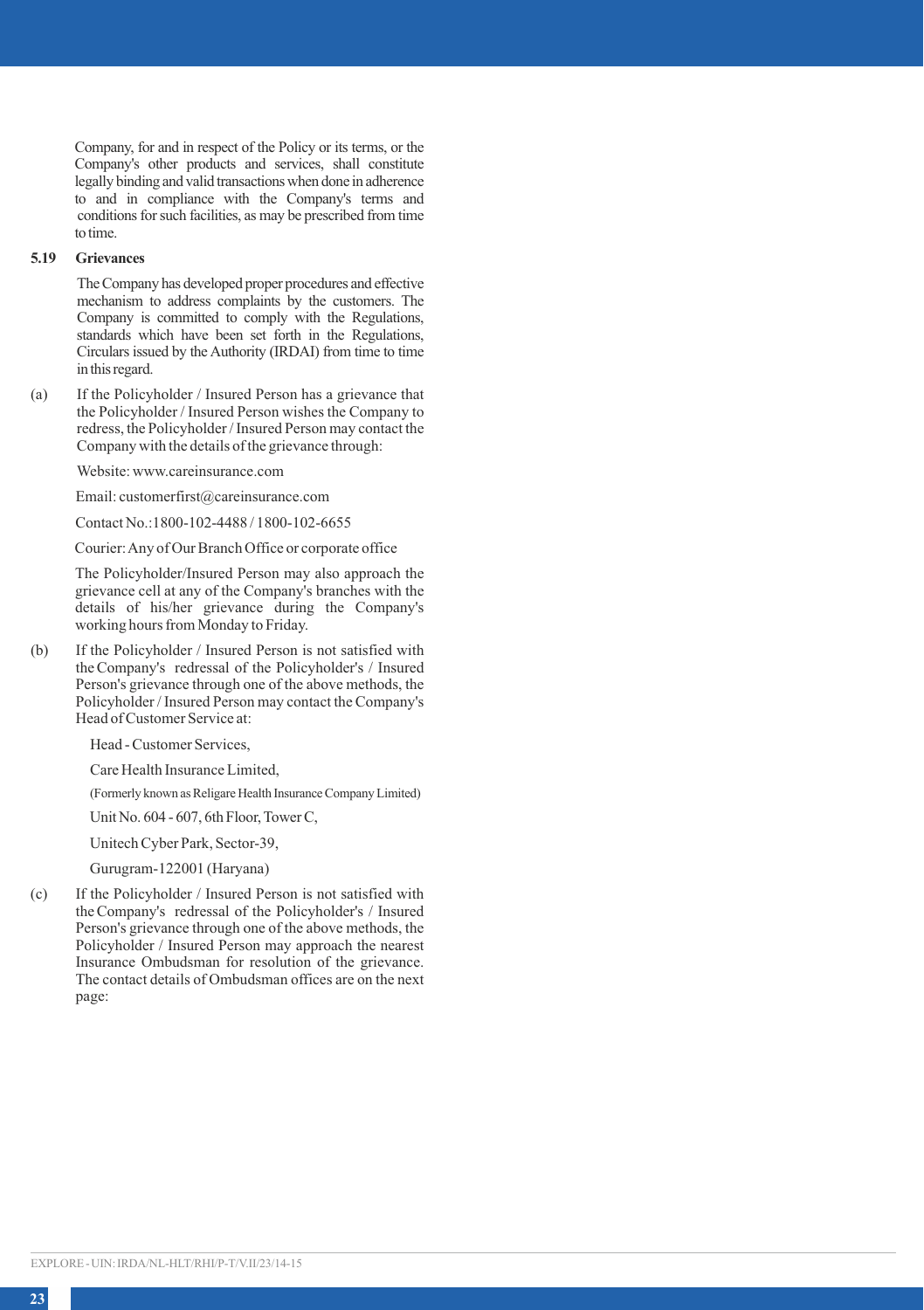Company, for and in respect of the Policy or its terms, or the Company's other products and services, shall constitute legally binding and valid transactions when done in adherence to and in compliance with the Company's terms and conditions for such facilities, as may be prescribed from time to time.

**5.19 Grievances**

The Company has developed proper procedures and effective mechanism to address complaints by the customers. The Company is committed to comply with the Regulations, standards which have been set forth in the Regulations, Circulars issued by the Authority (IRDAI) from time to time in this regard.

(a) If the Policyholder / Insured Person has a grievance that the Policyholder / Insured Person wishes the Company to redress, the Policyholder / Insured Person may contact the Company with the details of the grievance through:

Website: www.careinsurance.com

Email: customerfirst@careinsurance.com

Contact No.:1800-102-4488 / 1800-102-6655

Courier: Any of Our Branch Office or corporate office

The Policyholder/Insured Person may also approach the grievance cell at any of the Company's branches with the details of his/her grievance during the Company's working hours from Monday to Friday.

(b) If the Policyholder / Insured Person is not satisfied with the Company's redressal of the Policyholder's / Insured Person's grievance through one of the above methods, the Policyholder / Insured Person may contact the Company's Head of Customer Service at:

Head - Customer Services,

Care Health Insurance Limited,

(Formerly known as Religare Health Insurance Company Limited)

Unit No. 604 - 607, 6th Floor, Tower C,

Unitech Cyber Park, Sector-39,

Gurugram-122001 (Haryana)

(c) If the Policyholder / Insured Person is not satisfied with the Company's redressal of the Policyholder's / Insured Person's grievance through one of the above methods, the Policyholder / Insured Person may approach the nearest Insurance Ombudsman for resolution of the grievance. The contact details of Ombudsman offices are on the next page: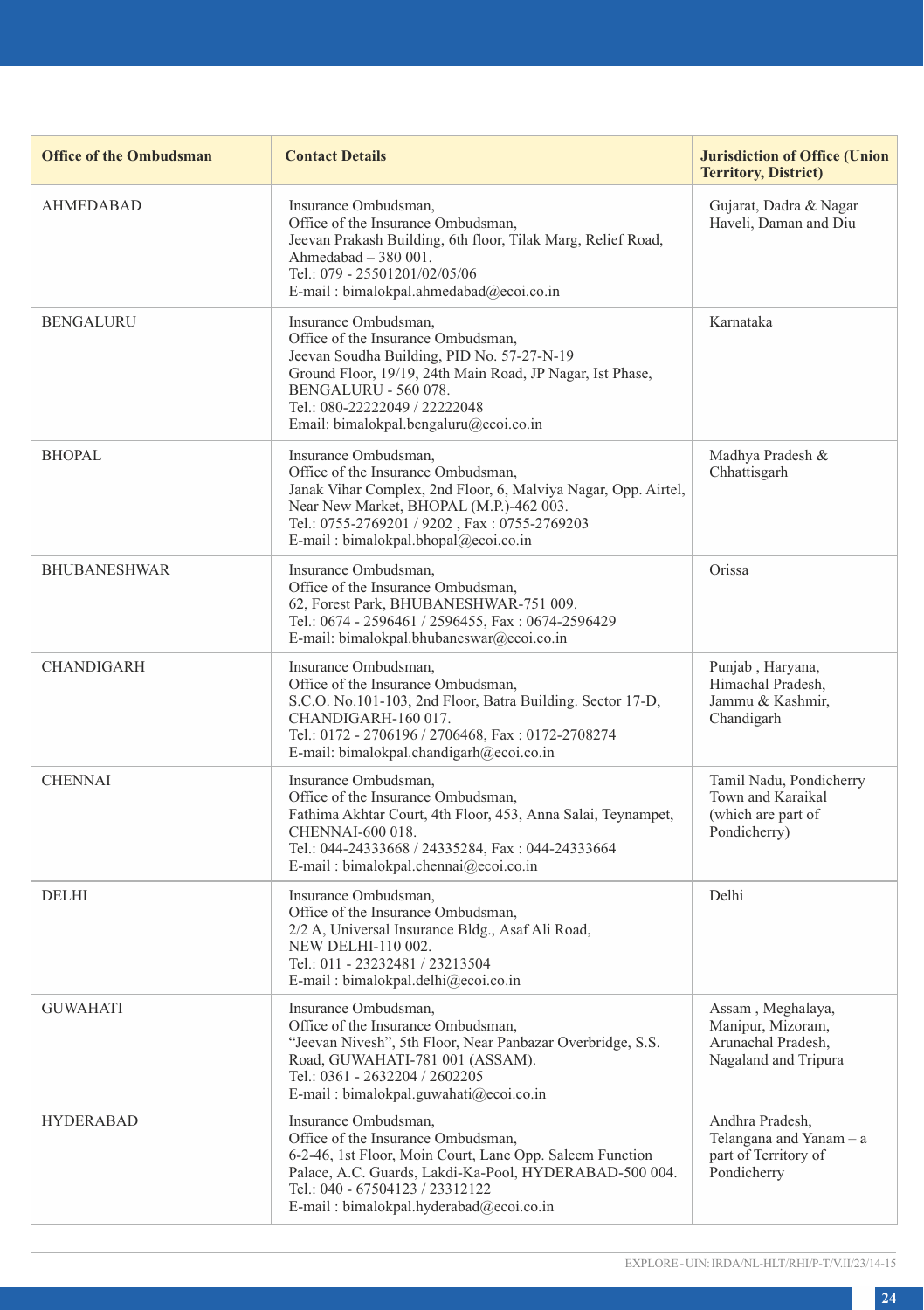| Office of the Ombudsman | Contact Details | Jurisdiction of Office (Union Territory, District) |
|---|---|---|
| AHMEDABAD | Insurance Ombudsman,<br>Office of the Insurance Ombudsman,<br>Jeevan Prakash Building, 6th floor, Tilak Marg, Relief Road,<br>Ahmedabad – 380 001.<br>Tel.: 079 - 25501201/02/05/06<br>E-mail : bimalokpal.ahmedabad@ecoi.co.in | Gujarat, Dadra & Nagar Haveli, Daman and Diu |
| BENGALURU | Insurance Ombudsman,<br>Office of the Insurance Ombudsman,<br>Jeevan Soudha Building, PID No. 57-27-N-19<br>Ground Floor, 19/19, 24th Main Road, JP Nagar, Ist Phase,<br>BENGALURU - 560 078.<br>Tel.: 080-22222049 / 22222048<br>Email: bimalokpal.bengaluru@ecoi.co.in | Karnataka |
| BHOPAL | Insurance Ombudsman,<br>Office of the Insurance Ombudsman,<br>Janak Vihar Complex, 2nd Floor, 6, Malviya Nagar, Opp. Airtel,<br>Near New Market, BHOPAL (M.P.)-462 003.<br>Tel.: 0755-2769201 / 9202 , Fax : 0755-2769203<br>E-mail : bimalokpal.bhopal@ecoi.co.in | Madhya Pradesh & Chhattisgarh |
| BHUBANESHWAR | Insurance Ombudsman,<br>Office of the Insurance Ombudsman,<br>62, Forest Park, BHUBANESHWAR-751 009.<br>Tel.: 0674 - 2596461 / 2596455, Fax : 0674-2596429<br>E-mail: bimalokpal.bhubaneswar@ecoi.co.in | Orissa |
| CHANDIGARH | Insurance Ombudsman,<br>Office of the Insurance Ombudsman,<br>S.C.O. No.101-103, 2nd Floor, Batra Building. Sector 17-D,<br>CHANDIGARH-160 017.<br>Tel.: 0172 - 2706196 / 2706468, Fax : 0172-2708274<br>E-mail: bimalokpal.chandigarh@ecoi.co.in | Punjab , Haryana, Himachal Pradesh, Jammu & Kashmir, Chandigarh |
| CHENNAI | Insurance Ombudsman,<br>Office of the Insurance Ombudsman,<br>Fathima Akhtar Court, 4th Floor, 453, Anna Salai, Teynampet,<br>CHENNAI-600 018.<br>Tel.: 044-24333668 / 24335284, Fax : 044-24333664<br>E-mail : bimalokpal.chennai@ecoi.co.in | Tamil Nadu, Pondicherry Town and Karaikal (which are part of Pondicherry) |
| DELHI | Insurance Ombudsman,<br>Office of the Insurance Ombudsman,<br>2/2 A, Universal Insurance Bldg., Asaf Ali Road,<br>NEW DELHI-110 002.<br>Tel.: 011 - 23232481 / 23213504<br>E-mail : bimalokpal.delhi@ecoi.co.in | Delhi |
| GUWAHATI | Insurance Ombudsman,<br>Office of the Insurance Ombudsman,<br>"Jeevan Nivesh", 5th Floor, Near Panbazar Overbridge, S.S. Road, GUWAHATI-781 001 (ASSAM).<br>Tel.: 0361 - 2632204 / 2602205<br>E-mail : bimalokpal.guwahati@ecoi.co.in | Assam , Meghalaya, Manipur, Mizoram, Arunachal Pradesh, Nagaland and Tripura |
| HYDERABAD | Insurance Ombudsman,<br>Office of the Insurance Ombudsman,<br>6-2-46, 1st Floor, Moin Court, Lane Opp. Saleem Function Palace, A.C. Guards, Lakdi-Ka-Pool, HYDERABAD-500 004.<br>Tel.: 040 - 67504123 / 23312122<br>E-mail : bimalokpal.hyderabad@ecoi.co.in | Andhra Pradesh, Telangana and Yanam – a part of Territory of Pondicherry |

EXPLORE - UIN: IRDA/NL-HLT/RHI/P-T/V.II/23/14-15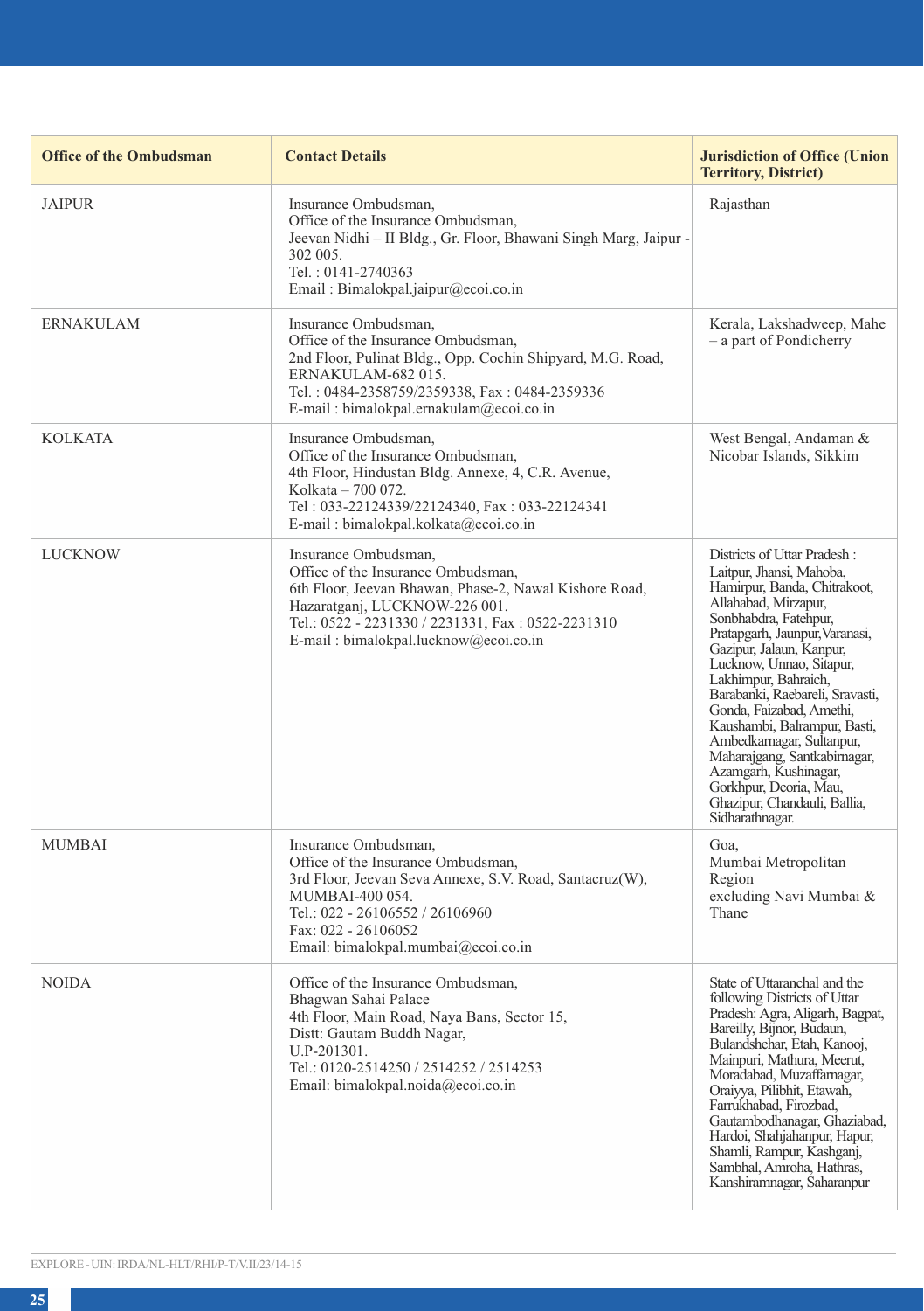| Office of the Ombudsman | Contact Details | Jurisdiction of Office (Union Territory, District) |
|---|---|---|
| JAIPUR | Insurance Ombudsman,<br>Office of the Insurance Ombudsman,<br>Jeevan Nidhi – II Bldg., Gr. Floor, Bhawani Singh Marg, Jaipur - 302 005.<br>Tel. : 0141-2740363<br>Email : Bimalokpal.jaipur@ecoi.co.in | Rajasthan |
| ERNAKULAM | Insurance Ombudsman,<br>Office of the Insurance Ombudsman,<br>2nd Floor, Pulinat Bldg., Opp. Cochin Shipyard, M.G. Road, ERNAKULAM-682 015.<br>Tel. : 0484-2358759/2359338, Fax : 0484-2359336<br>E-mail : bimalokpal.ernakulam@ecoi.co.in | Kerala, Lakshadweep, Mahe – a part of Pondicherry |
| KOLKATA | Insurance Ombudsman,<br>Office of the Insurance Ombudsman,<br>4th Floor, Hindustan Bldg. Annexe, 4, C.R. Avenue, Kolkata – 700 072.<br>Tel : 033-22124339/22124340, Fax : 033-22124341<br>E-mail : bimalokpal.kolkata@ecoi.co.in | West Bengal, Andaman & Nicobar Islands, Sikkim |
| LUCKNOW | Insurance Ombudsman,<br>Office of the Insurance Ombudsman,<br>6th Floor, Jeevan Bhawan, Phase-2, Nawal Kishore Road, Hazaratganj, LUCKNOW-226 001.<br>Tel.: 0522 - 2231330 / 2231331, Fax : 0522-2231310<br>E-mail : bimalokpal.lucknow@ecoi.co.in | Districts of Uttar Pradesh : Laitpur, Jhansi, Mahoba, Hamirpur, Banda, Chitrakoot, Allahabad, Mirzapur, Sonbhabdra, Fatehpur, Pratapgarh, Jaunpur,Varanasi, Gazipur, Jalaun, Kanpur, Lucknow, Unnao, Sitapur, Lakhimpur, Bahraich, Barabanki, Raebareli, Sravasti, Gonda, Faizabad, Amethi, Kaushambi, Balrampur, Basti, Ambedkarnagar, Sultanpur, Maharajgang, Santkabirnagar, Azamgarh, Kushinagar, Gorkhpur, Deoria, Mau, Ghazipur, Chandauli, Ballia, Sidharathnagar. |
| MUMBAI | Insurance Ombudsman,<br>Office of the Insurance Ombudsman,<br>3rd Floor, Jeevan Seva Annexe, S.V. Road, Santacruz(W), MUMBAI-400 054.<br>Tel.: 022 - 26106552 / 26106960<br>Fax: 022 - 26106052<br>Email: bimalokpal.mumbai@ecoi.co.in | Goa,<br>Mumbai Metropolitan Region<br>excluding Navi Mumbai & Thane |
| NOIDA | Office of the Insurance Ombudsman,<br>Bhagwan Sahai Palace<br>4th Floor, Main Road, Naya Bans, Sector 15,<br>Distt: Gautam Buddh Nagar,<br>U.P-201301.<br>Tel.: 0120-2514250 / 2514252 / 2514253<br>Email: bimalokpal.noida@ecoi.co.in | State of Uttaranchal and the following Districts of Uttar Pradesh: Agra, Aligarh, Bagpat, Bareilly, Bijnor, Budaun, Bulandshehar, Etah, Kanooj, Mainpuri, Mathura, Meerut, Moradabad, Muzaffarnagar, Oraiyya, Pilibhit, Etawah, Farrukhabad, Firozbad, Gautambodhanagar, Ghaziabad, Hardoi, Shahjahanpur, Hapur, Shamli, Rampur, Kashganj, Sambhal, Amroha, Hathras, Kanshiramnagar, Saharanpur |

EXPLORE - UIN: IRDA/NL-HLT/RHI/P-T/V.II/23/14-15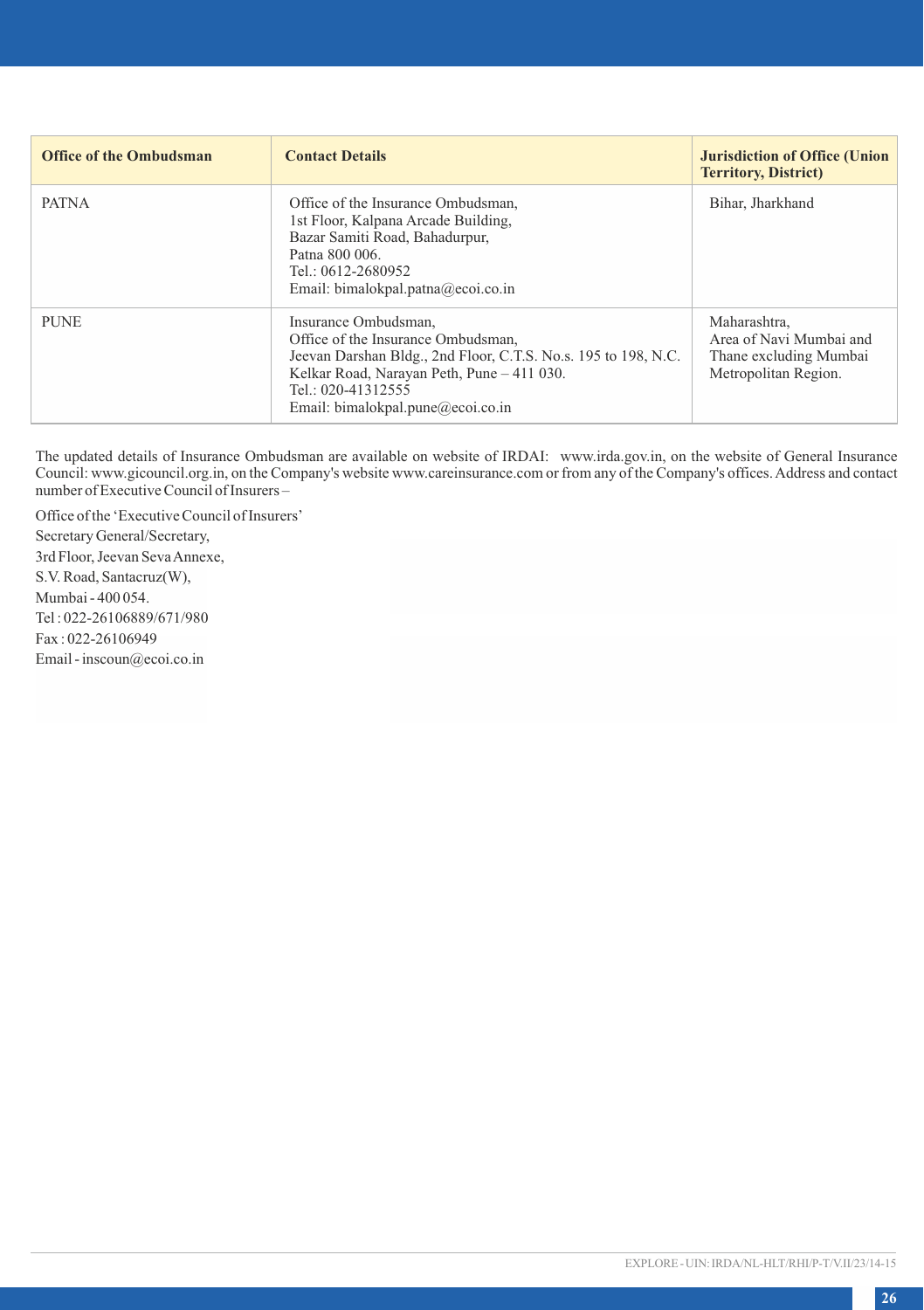| Office of the Ombudsman | Contact Details | Jurisdiction of Office (Union Territory, District) |
|---|---|---|
| PATNA | Office of the Insurance Ombudsman,<br>1st Floor, Kalpana Arcade Building,<br>Bazar Samiti Road, Bahadurpur,<br>Patna 800 006.<br>Tel.: 0612-2680952<br>Email: bimalokpal.patna@ecoi.co.in | Bihar, Jharkhand |
| PUNE | Insurance Ombudsman,<br>Office of the Insurance Ombudsman,<br>Jeevan Darshan Bldg., 2nd Floor, C.T.S. No.s. 195 to 198, N.C. Kelkar Road, Narayan Peth, Pune – 411 030.<br>Tel.: 020-41312555<br>Email: bimalokpal.pune@ecoi.co.in | Maharashtra,<br>Area of Navi Mumbai and Thane excluding Mumbai Metropolitan Region. |

The updated details of Insurance Ombudsman are available on website of IRDAI: www.irda.gov.in, on the website of General Insurance Council: www.gicouncil.org.in, on the Company's website www.careinsurance.com or from any of the Company's offices. Address and contact number of Executive Council of Insurers –

Office of the 'Executive Council of Insurers'
Secretary General/Secretary,
3rd Floor, Jeevan Seva Annexe,
S.V. Road, Santacruz(W),
Mumbai - 400 054.
Tel : 022-26106889/671/980
Fax : 022-26106949
Email - inscoun@ecoi.co.in

EXPLORE - UIN: IRDA/NL-HLT/RHI/P-T/V.II/23/14-15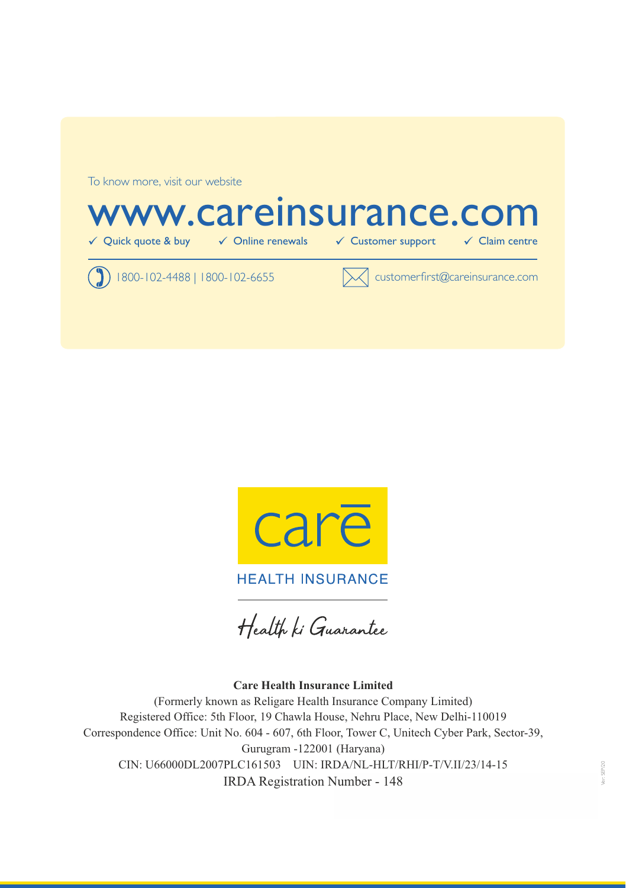To know more, visit our website

# www.careinsurance.com

✓ Quick quote & buy ✓ Online renewals ✓ Customer support ✓ Claim centre

1800-102-4488 | 1800-102-6655

customerfirst@careinsurance.com

care

HEALTH INSURANCE

Health ki Guarantee

**Care Health Insurance Limited**

(Formerly known as Religare Health Insurance Company Limited)

Registered Office: 5th Floor, 19 Chawla House, Nehru Place, New Delhi-110019

Correspondence Office: Unit No. 604 - 607, 6th Floor, Tower C, Unitech Cyber Park, Sector-39, Gurugram -122001 (Haryana)

CIN: U66000DL2007PLC161503 UIN: IRDA/NL-HLT/RHI/P-T/V.II/23/14-15

IRDA Registration Number - 148

Ver: SEP/20